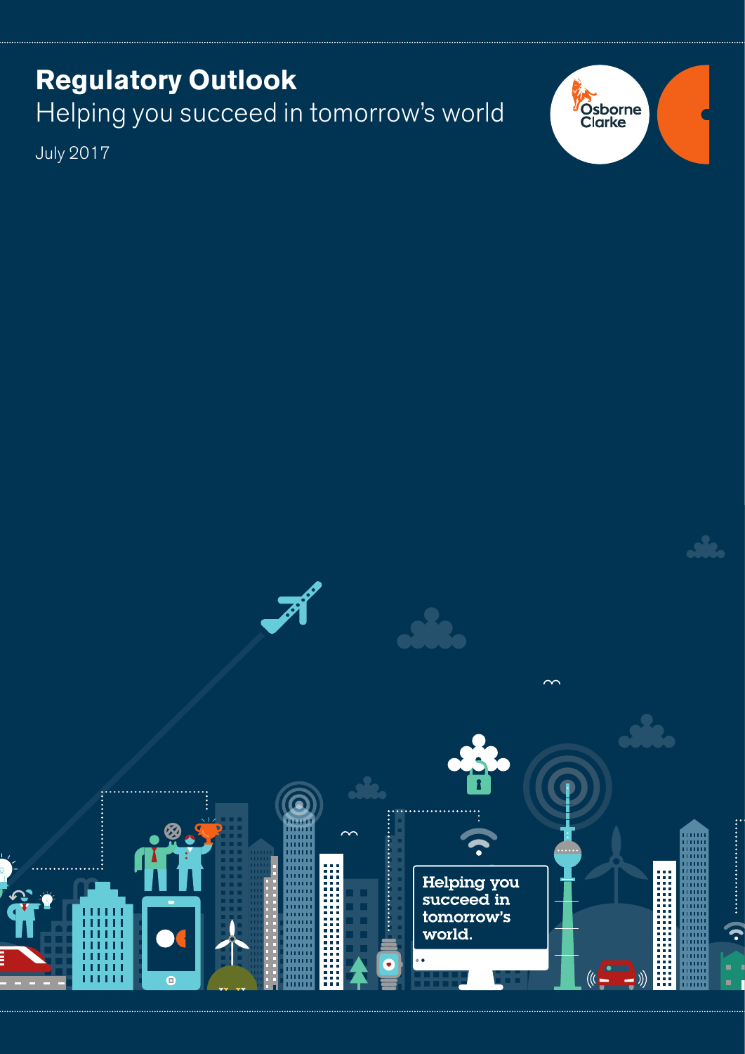# Regulatory Outlook

Helping you succeed in tomorrow's world

July 2017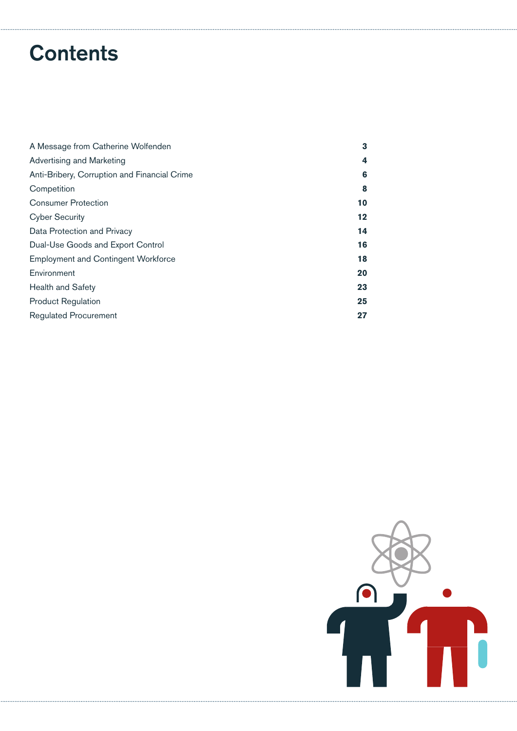# Contents

| | |
|---|---|
| A Message from Catherine Wolfenden | **3** |
| Advertising and Marketing | **4** |
| Anti-Bribery, Corruption and Financial Crime | **6** |
| Competition | **8** |
| Consumer Protection | **10** |
| Cyber Security | **12** |
| Data Protection and Privacy | **14** |
| Dual-Use Goods and Export Control | **16** |
| Employment and Contingent Workforce | **18** |
| Environment | **20** |
| Health and Safety | **23** |
| Product Regulation | **25** |
| Regulated Procurement | **27** |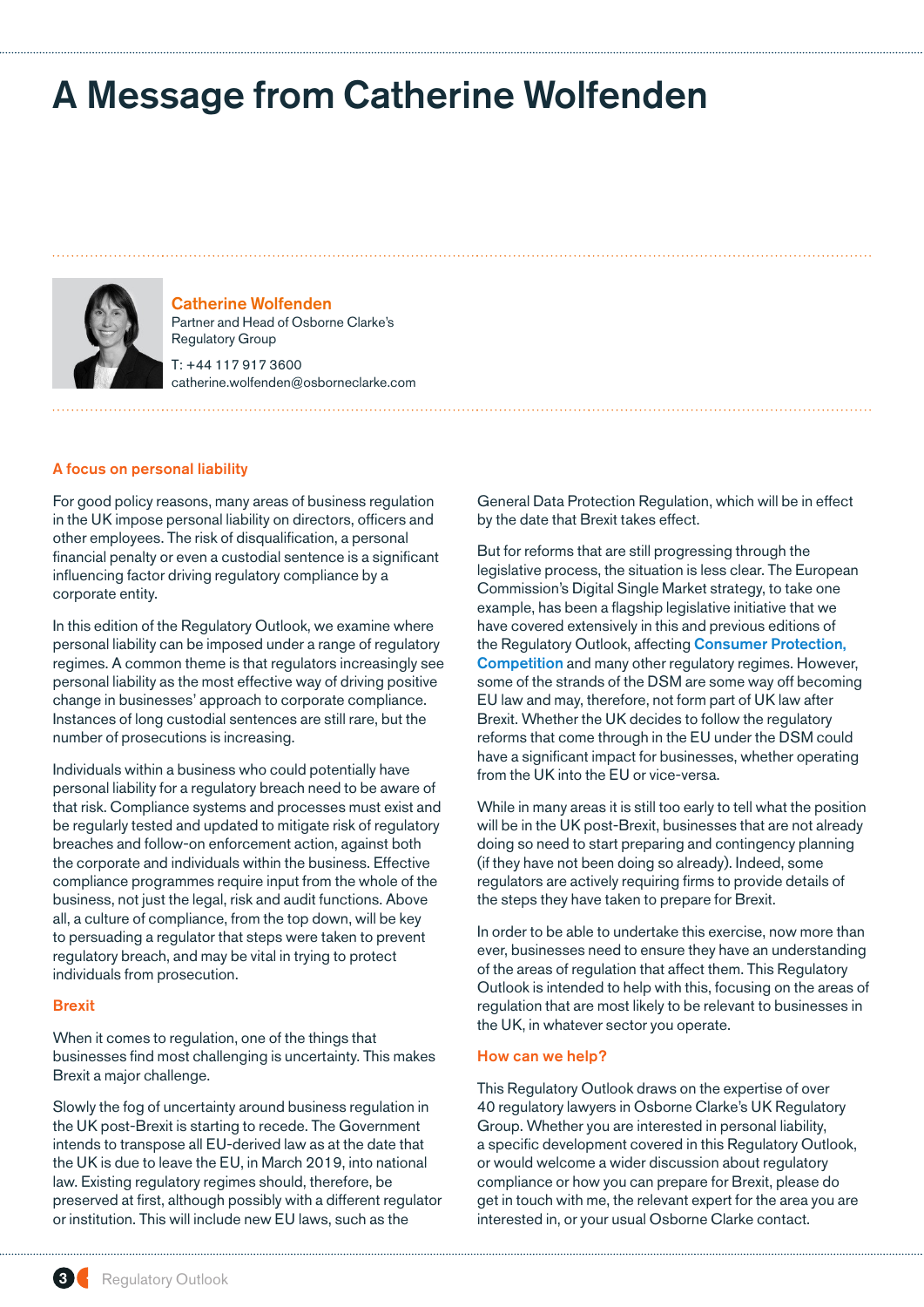# A Message from Catherine Wolfenden

**Catherine Wolfenden**
Partner and Head of Osborne Clarke's Regulatory Group

T: +44 117 917 3600
catherine.wolfenden@osborneclarke.com

## A focus on personal liability

For good policy reasons, many areas of business regulation in the UK impose personal liability on directors, officers and other employees. The risk of disqualification, a personal financial penalty or even a custodial sentence is a significant influencing factor driving regulatory compliance by a corporate entity.

In this edition of the Regulatory Outlook, we examine where personal liability can be imposed under a range of regulatory regimes. A common theme is that regulators increasingly see personal liability as the most effective way of driving positive change in businesses' approach to corporate compliance. Instances of long custodial sentences are still rare, but the number of prosecutions is increasing.

Individuals within a business who could potentially have personal liability for a regulatory breach need to be aware of that risk. Compliance systems and processes must exist and be regularly tested and updated to mitigate risk of regulatory breaches and follow-on enforcement action, against both the corporate and individuals within the business. Effective compliance programmes require input from the whole of the business, not just the legal, risk and audit functions. Above all, a culture of compliance, from the top down, will be key to persuading a regulator that steps were taken to prevent regulatory breach, and may be vital in trying to protect individuals from prosecution.

## Brexit

When it comes to regulation, one of the things that businesses find most challenging is uncertainty. This makes Brexit a major challenge.

Slowly the fog of uncertainty around business regulation in the UK post-Brexit is starting to recede. The Government intends to transpose all EU-derived law as at the date that the UK is due to leave the EU, in March 2019, into national law. Existing regulatory regimes should, therefore, be preserved at first, although possibly with a different regulator or institution. This will include new EU laws, such as the General Data Protection Regulation, which will be in effect by the date that Brexit takes effect.

But for reforms that are still progressing through the legislative process, the situation is less clear. The European Commission's Digital Single Market strategy, to take one example, has been a flagship legislative initiative that we have covered extensively in this and previous editions of the Regulatory Outlook, affecting **Consumer Protection, Competition** and many other regulatory regimes. However, some of the strands of the DSM are some way off becoming EU law and may, therefore, not form part of UK law after Brexit. Whether the UK decides to follow the regulatory reforms that come through in the EU under the DSM could have a significant impact for businesses, whether operating from the UK into the EU or vice-versa.

While in many areas it is still too early to tell what the position will be in the UK post-Brexit, businesses that are not already doing so need to start preparing and contingency planning (if they have not been doing so already). Indeed, some regulators are actively requiring firms to provide details of the steps they have taken to prepare for Brexit.

In order to be able to undertake this exercise, now more than ever, businesses need to ensure they have an understanding of the areas of regulation that affect them. This Regulatory Outlook is intended to help with this, focusing on the areas of regulation that are most likely to be relevant to businesses in the UK, in whatever sector you operate.

## How can we help?

This Regulatory Outlook draws on the expertise of over 40 regulatory lawyers in Osborne Clarke's UK Regulatory Group. Whether you are interested in personal liability, a specific development covered in this Regulatory Outlook, or would welcome a wider discussion about regulatory compliance or how you can prepare for Brexit, please do get in touch with me, the relevant expert for the area you are interested in, or your usual Osborne Clarke contact.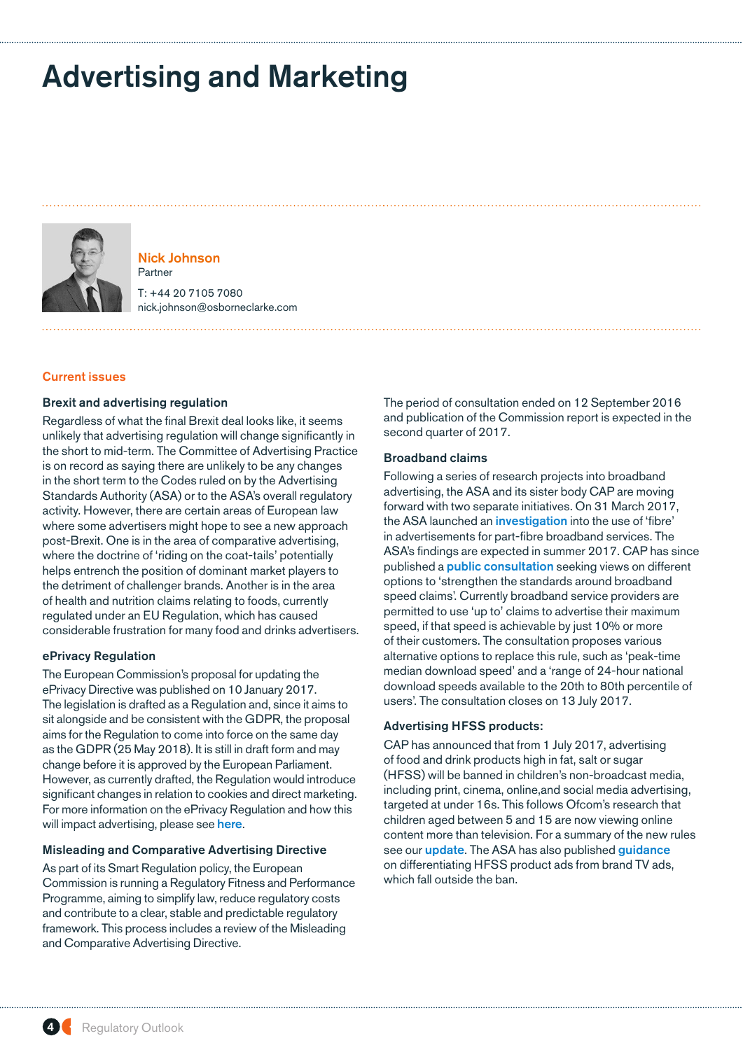# Advertising and Marketing

**Nick Johnson**
Partner

T: +44 20 7105 7080
nick.johnson@osborneclarke.com

## Current issues

### Brexit and advertising regulation

Regardless of what the final Brexit deal looks like, it seems unlikely that advertising regulation will change significantly in the short to mid-term. The Committee of Advertising Practice is on record as saying there are unlikely to be any changes in the short term to the Codes ruled on by the Advertising Standards Authority (ASA) or to the ASA's overall regulatory activity. However, there are certain areas of European law where some advertisers might hope to see a new approach post-Brexit. One is in the area of comparative advertising, where the doctrine of 'riding on the coat-tails' potentially helps entrench the position of dominant market players to the detriment of challenger brands. Another is in the area of health and nutrition claims relating to foods, currently regulated under an EU Regulation, which has caused considerable frustration for many food and drinks advertisers.

### ePrivacy Regulation

The European Commission's proposal for updating the ePrivacy Directive was published on 10 January 2017. The legislation is drafted as a Regulation and, since it aims to sit alongside and be consistent with the GDPR, the proposal aims for the Regulation to come into force on the same day as the GDPR (25 May 2018). It is still in draft form and may change before it is approved by the European Parliament. However, as currently drafted, the Regulation would introduce significant changes in relation to cookies and direct marketing. For more information on the ePrivacy Regulation and how this will impact advertising, please see here.

### Misleading and Comparative Advertising Directive

As part of its Smart Regulation policy, the European Commission is running a Regulatory Fitness and Performance Programme, aiming to simplify law, reduce regulatory costs and contribute to a clear, stable and predictable regulatory framework. This process includes a review of the Misleading and Comparative Advertising Directive.

The period of consultation ended on 12 September 2016 and publication of the Commission report is expected in the second quarter of 2017.

### Broadband claims

Following a series of research projects into broadband advertising, the ASA and its sister body CAP are moving forward with two separate initiatives. On 31 March 2017, the ASA launched an investigation into the use of 'fibre' in advertisements for part-fibre broadband services. The ASA's findings are expected in summer 2017. CAP has since published a public consultation seeking views on different options to 'strengthen the standards around broadband speed claims'. Currently broadband service providers are permitted to use 'up to' claims to advertise their maximum speed, if that speed is achievable by just 10% or more of their customers. The consultation proposes various alternative options to replace this rule, such as 'peak-time median download speed' and a 'range of 24-hour national download speeds available to the 20th to 80th percentile of users'. The consultation closes on 13 July 2017.

### Advertising HFSS products:

CAP has announced that from 1 July 2017, advertising of food and drink products high in fat, salt or sugar (HFSS) will be banned in children's non-broadcast media, including print, cinema, online,and social media advertising, targeted at under 16s. This follows Ofcom's research that children aged between 5 and 15 are now viewing online content more than television. For a summary of the new rules see our update. The ASA has also published guidance on differentiating HFSS product ads from brand TV ads, which fall outside the ban.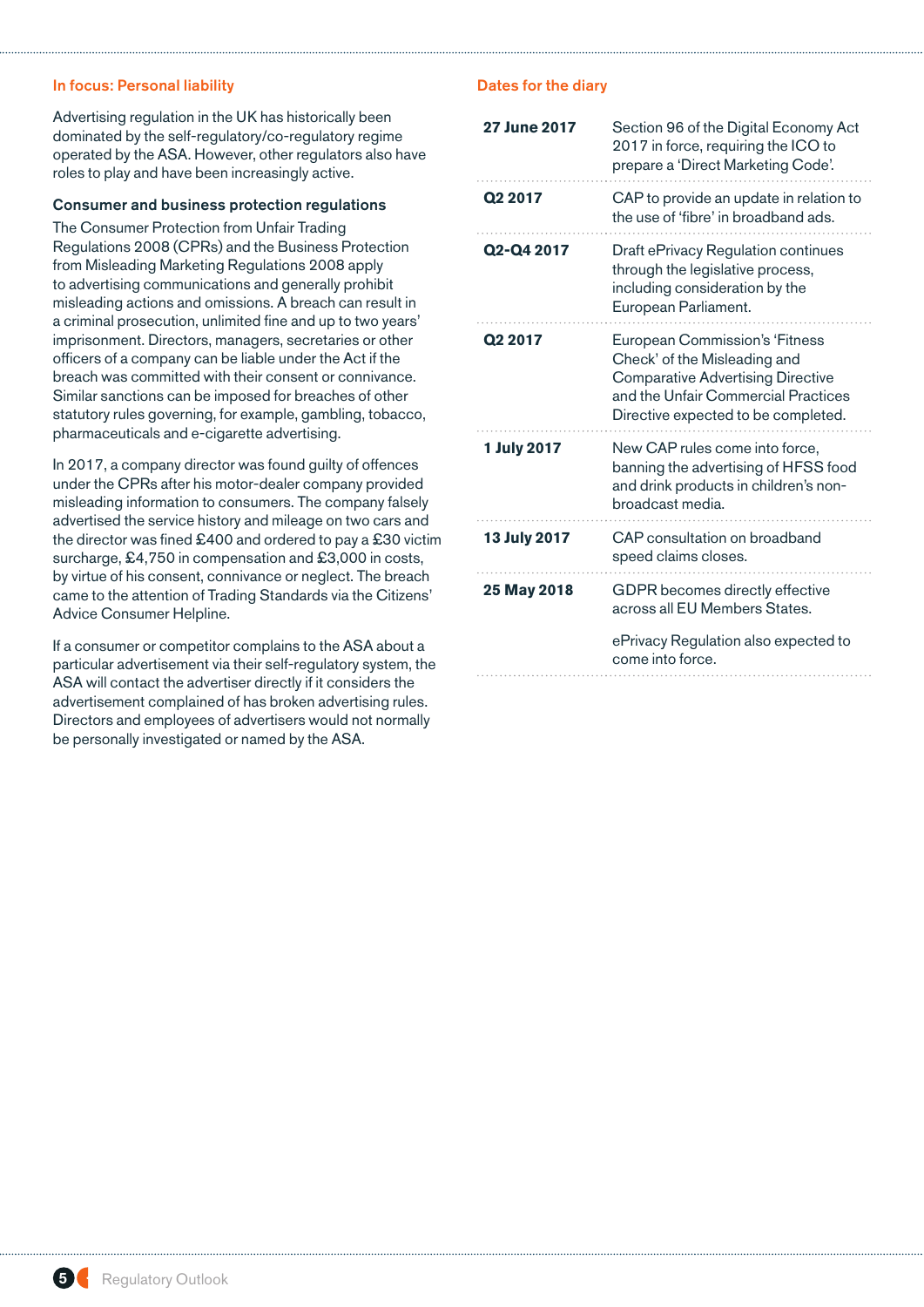## In focus: Personal liability

Advertising regulation in the UK has historically been dominated by the self-regulatory/co-regulatory regime operated by the ASA. However, other regulators also have roles to play and have been increasingly active.

### Consumer and business protection regulations

The Consumer Protection from Unfair Trading Regulations 2008 (CPRs) and the Business Protection from Misleading Marketing Regulations 2008 apply to advertising communications and generally prohibit misleading actions and omissions. A breach can result in a criminal prosecution, unlimited fine and up to two years' imprisonment. Directors, managers, secretaries or other officers of a company can be liable under the Act if the breach was committed with their consent or connivance. Similar sanctions can be imposed for breaches of other statutory rules governing, for example, gambling, tobacco, pharmaceuticals and e-cigarette advertising.

In 2017, a company director was found guilty of offences under the CPRs after his motor-dealer company provided misleading information to consumers. The company falsely advertised the service history and mileage on two cars and the director was fined £400 and ordered to pay a £30 victim surcharge, £4,750 in compensation and £3,000 in costs, by virtue of his consent, connivance or neglect. The breach came to the attention of Trading Standards via the Citizens' Advice Consumer Helpline.

If a consumer or competitor complains to the ASA about a particular advertisement via their self-regulatory system, the ASA will contact the advertiser directly if it considers the advertisement complained of has broken advertising rules. Directors and employees of advertisers would not normally be personally investigated or named by the ASA.

## Dates for the diary

| Date | Event |
|---|---|
| **27 June 2017** | Section 96 of the Digital Economy Act 2017 in force, requiring the ICO to prepare a 'Direct Marketing Code'. |
| **Q2 2017** | CAP to provide an update in relation to the use of 'fibre' in broadband ads. |
| **Q2-Q4 2017** | Draft ePrivacy Regulation continues through the legislative process, including consideration by the European Parliament. |
| **Q2 2017** | European Commission's 'Fitness Check' of the Misleading and Comparative Advertising Directive and the Unfair Commercial Practices Directive expected to be completed. |
| **1 July 2017** | New CAP rules come into force, banning the advertising of HFSS food and drink products in children's non-broadcast media. |
| **13 July 2017** | CAP consultation on broadband speed claims closes. |
| **25 May 2018** | GDPR becomes directly effective across all EU Members States.<br><br>ePrivacy Regulation also expected to come into force. |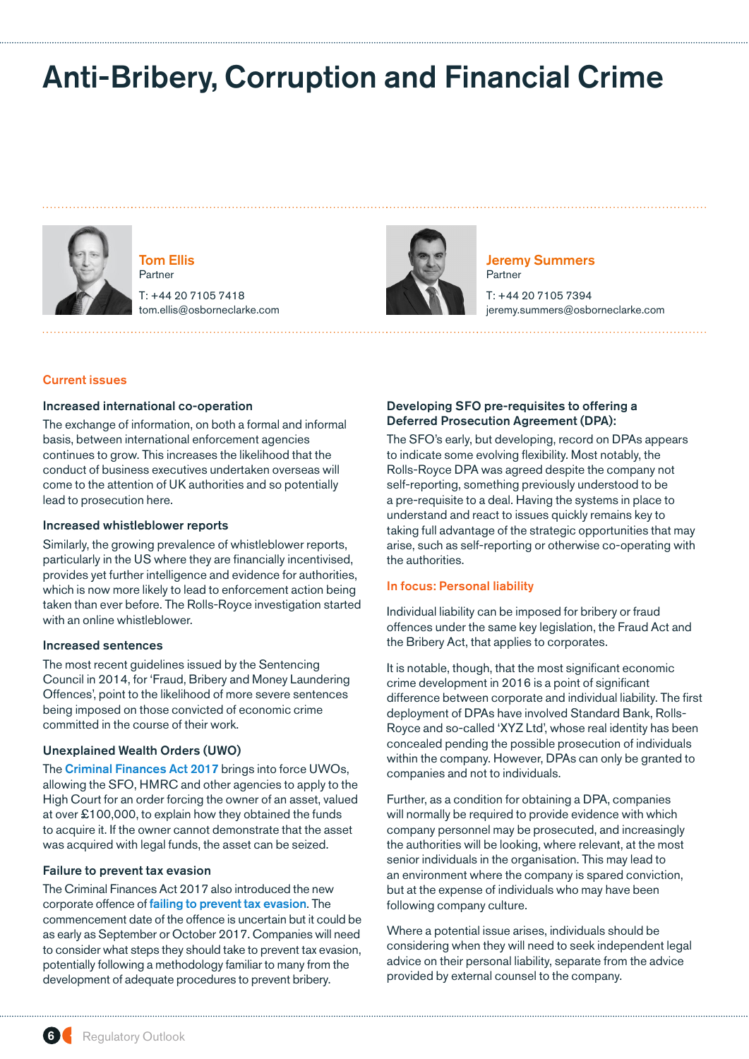# Anti-Bribery, Corruption and Financial Crime

**Tom Ellis**
Partner
T: +44 20 7105 7418
tom.ellis@osborneclarke.com

**Jeremy Summers**
Partner
T: +44 20 7105 7394
jeremy.summers@osborneclarke.com

## Current issues

### Increased international co-operation

The exchange of information, on both a formal and informal basis, between international enforcement agencies continues to grow. This increases the likelihood that the conduct of business executives undertaken overseas will come to the attention of UK authorities and so potentially lead to prosecution here.

### Increased whistleblower reports

Similarly, the growing prevalence of whistleblower reports, particularly in the US where they are financially incentivised, provides yet further intelligence and evidence for authorities, which is now more likely to lead to enforcement action being taken than ever before. The Rolls-Royce investigation started with an online whistleblower.

### Increased sentences

The most recent guidelines issued by the Sentencing Council in 2014, for 'Fraud, Bribery and Money Laundering Offences', point to the likelihood of more severe sentences being imposed on those convicted of economic crime committed in the course of their work.

### Unexplained Wealth Orders (UWO)

The Criminal Finances Act 2017 brings into force UWOs, allowing the SFO, HMRC and other agencies to apply to the High Court for an order forcing the owner of an asset, valued at over £100,000, to explain how they obtained the funds to acquire it. If the owner cannot demonstrate that the asset was acquired with legal funds, the asset can be seized.

### Failure to prevent tax evasion

The Criminal Finances Act 2017 also introduced the new corporate offence of failing to prevent tax evasion. The commencement date of the offence is uncertain but it could be as early as September or October 2017. Companies will need to consider what steps they should take to prevent tax evasion, potentially following a methodology familiar to many from the development of adequate procedures to prevent bribery.

### Developing SFO pre-requisites to offering a Deferred Prosecution Agreement (DPA):

The SFO's early, but developing, record on DPAs appears to indicate some evolving flexibility. Most notably, the Rolls-Royce DPA was agreed despite the company not self-reporting, something previously understood to be a pre-requisite to a deal. Having the systems in place to understand and react to issues quickly remains key to taking full advantage of the strategic opportunities that may arise, such as self-reporting or otherwise co-operating with the authorities.

## In focus: Personal liability

Individual liability can be imposed for bribery or fraud offences under the same key legislation, the Fraud Act and the Bribery Act, that applies to corporates.

It is notable, though, that the most significant economic crime development in 2016 is a point of significant difference between corporate and individual liability. The first deployment of DPAs have involved Standard Bank, Rolls-Royce and so-called 'XYZ Ltd', whose real identity has been concealed pending the possible prosecution of individuals within the company. However, DPAs can only be granted to companies and not to individuals.

Further, as a condition for obtaining a DPA, companies will normally be required to provide evidence with which company personnel may be prosecuted, and increasingly the authorities will be looking, where relevant, at the most senior individuals in the organisation. This may lead to an environment where the company is spared conviction, but at the expense of individuals who may have been following company culture.

Where a potential issue arises, individuals should be considering when they will need to seek independent legal advice on their personal liability, separate from the advice provided by external counsel to the company.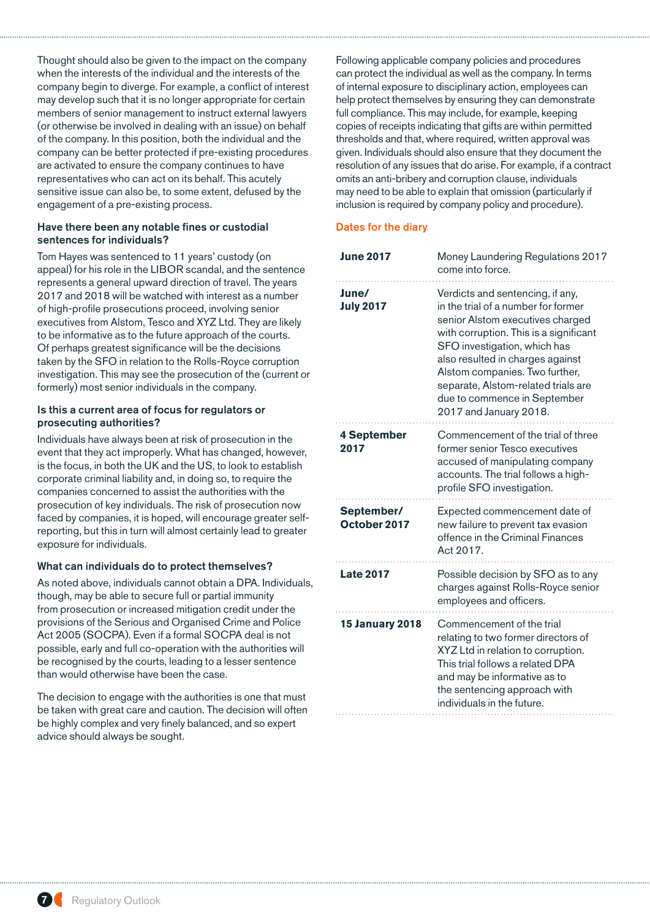Thought should also be given to the impact on the company when the interests of the individual and the interests of the company begin to diverge. For example, a conflict of interest may develop such that it is no longer appropriate for certain members of senior management to instruct external lawyers (or otherwise be involved in dealing with an issue) on behalf of the company. In this position, both the individual and the company can be better protected if pre-existing procedures are activated to ensure the company continues to have representatives who can act on its behalf. This acutely sensitive issue can also be, to some extent, defused by the engagement of a pre-existing process.

### Have there been any notable fines or custodial sentences for individuals?

Tom Hayes was sentenced to 11 years' custody (on appeal) for his role in the LIBOR scandal, and the sentence represents a general upward direction of travel. The years 2017 and 2018 will be watched with interest as a number of high-profile prosecutions proceed, involving senior executives from Alstom, Tesco and XYZ Ltd. They are likely to be informative as to the future approach of the courts. Of perhaps greatest significance will be the decisions taken by the SFO in relation to the Rolls-Royce corruption investigation. This may see the prosecution of the (current or formerly) most senior individuals in the company.

### Is this a current area of focus for regulators or prosecuting authorities?

Individuals have always been at risk of prosecution in the event that they act improperly. What has changed, however, is the focus, in both the UK and the US, to look to establish corporate criminal liability and, in doing so, to require the companies concerned to assist the authorities with the prosecution of key individuals. The risk of prosecution now faced by companies, it is hoped, will encourage greater self-reporting, but this in turn will almost certainly lead to greater exposure for individuals.

### What can individuals do to protect themselves?

As noted above, individuals cannot obtain a DPA. Individuals, though, may be able to secure full or partial immunity from prosecution or increased mitigation credit under the provisions of the Serious and Organised Crime and Police Act 2005 (SOCPA). Even if a formal SOCPA deal is not possible, early and full co-operation with the authorities will be recognised by the courts, leading to a lesser sentence than would otherwise have been the case.

The decision to engage with the authorities is one that must be taken with great care and caution. The decision will often be highly complex and very finely balanced, and so expert advice should always be sought.

Following applicable company policies and procedures can protect the individual as well as the company. In terms of internal exposure to disciplinary action, employees can help protect themselves by ensuring they can demonstrate full compliance. This may include, for example, keeping copies of receipts indicating that gifts are within permitted thresholds and that, where required, written approval was given. Individuals should also ensure that they document the resolution of any issues that do arise. For example, if a contract omits an anti-bribery and corruption clause, individuals may need to be able to explain that omission (particularly if inclusion is required by company policy and procedure).

### Dates for the diary

| | |
|---|---|
| **June 2017** | Money Laundering Regulations 2017 come into force. |
| **June/ July 2017** | Verdicts and sentencing, if any, in the trial of a number for former senior Alstom executives charged with corruption. This is a significant SFO investigation, which has also resulted in charges against Alstom companies. Two further, separate, Alstom-related trials are due to commence in September 2017 and January 2018. |
| **4 September 2017** | Commencement of the trial of three former senior Tesco executives accused of manipulating company accounts. The trial follows a high-profile SFO investigation. |
| **September/ October 2017** | Expected commencement date of new failure to prevent tax evasion offence in the Criminal Finances Act 2017. |
| **Late 2017** | Possible decision by SFO as to any charges against Rolls-Royce senior employees and officers. |
| **15 January 2018** | Commencement of the trial relating to two former directors of XYZ Ltd in relation to corruption. This trial follows a related DPA and may be informative as to the sentencing approach with individuals in the future. |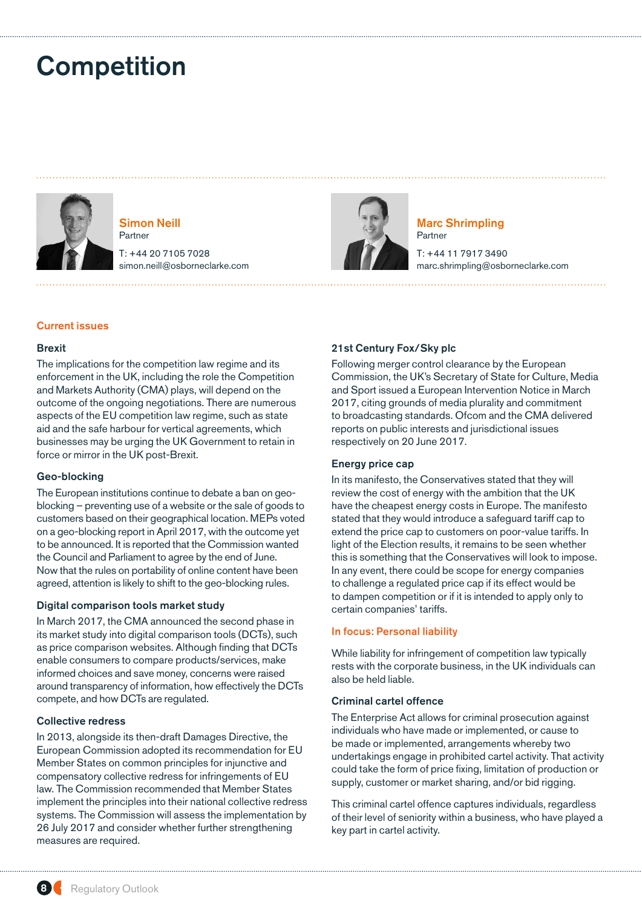# Competition

**Simon Neill**
Partner

T: +44 20 7105 7028
simon.neill@osborneclarke.com

**Marc Shrimpling**
Partner

T: +44 11 7917 3490
marc.shrimpling@osborneclarke.com

## Current issues

### Brexit

The implications for the competition law regime and its enforcement in the UK, including the role the Competition and Markets Authority (CMA) plays, will depend on the outcome of the ongoing negotiations. There are numerous aspects of the EU competition law regime, such as state aid and the safe harbour for vertical agreements, which businesses may be urging the UK Government to retain in force or mirror in the UK post-Brexit.

### Geo-blocking

The European institutions continue to debate a ban on geo-blocking – preventing use of a website or the sale of goods to customers based on their geographical location. MEPs voted on a geo-blocking report in April 2017, with the outcome yet to be announced. It is reported that the Commission wanted the Council and Parliament to agree by the end of June. Now that the rules on portability of online content have been agreed, attention is likely to shift to the geo-blocking rules.

### Digital comparison tools market study

In March 2017, the CMA announced the second phase in its market study into digital comparison tools (DCTs), such as price comparison websites. Although finding that DCTs enable consumers to compare products/services, make informed choices and save money, concerns were raised around transparency of information, how effectively the DCTs compete, and how DCTs are regulated.

### Collective redress

In 2013, alongside its then-draft Damages Directive, the European Commission adopted its recommendation for EU Member States on common principles for injunctive and compensatory collective redress for infringements of EU law. The Commission recommended that Member States implement the principles into their national collective redress systems. The Commission will assess the implementation by 26 July 2017 and consider whether further strengthening measures are required.

### 21st Century Fox/Sky plc

Following merger control clearance by the European Commission, the UK's Secretary of State for Culture, Media and Sport issued a European Intervention Notice in March 2017, citing grounds of media plurality and commitment to broadcasting standards. Ofcom and the CMA delivered reports on public interests and jurisdictional issues respectively on 20 June 2017.

### Energy price cap

In its manifesto, the Conservatives stated that they will review the cost of energy with the ambition that the UK have the cheapest energy costs in Europe. The manifesto stated that they would introduce a safeguard tariff cap to extend the price cap to customers on poor-value tariffs. In light of the Election results, it remains to be seen whether this is something that the Conservatives will look to impose. In any event, there could be scope for energy companies to challenge a regulated price cap if its effect would be to dampen competition or if it is intended to apply only to certain companies' tariffs.

## In focus: Personal liability

While liability for infringement of competition law typically rests with the corporate business, in the UK individuals can also be held liable.

### Criminal cartel offence

The Enterprise Act allows for criminal prosecution against individuals who have made or implemented, or cause to be made or implemented, arrangements whereby two undertakings engage in prohibited cartel activity. That activity could take the form of price fixing, limitation of production or supply, customer or market sharing, and/or bid rigging.

This criminal cartel offence captures individuals, regardless of their level of seniority within a business, who have played a key part in cartel activity.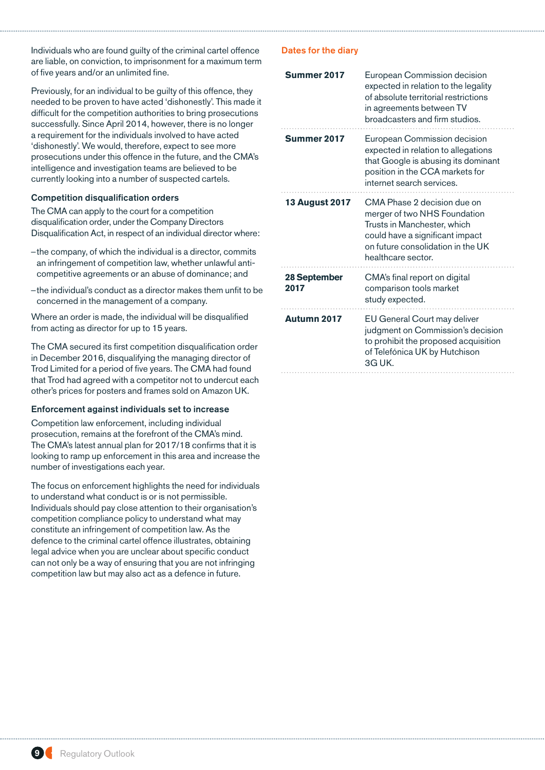Individuals who are found guilty of the criminal cartel offence are liable, on conviction, to imprisonment for a maximum term of five years and/or an unlimited fine.

Previously, for an individual to be guilty of this offence, they needed to be proven to have acted 'dishonestly'. This made it difficult for the competition authorities to bring prosecutions successfully. Since April 2014, however, there is no longer a requirement for the individuals involved to have acted 'dishonestly'. We would, therefore, expect to see more prosecutions under this offence in the future, and the CMA's intelligence and investigation teams are believed to be currently looking into a number of suspected cartels.

### Competition disqualification orders

The CMA can apply to the court for a competition disqualification order, under the Company Directors Disqualification Act, in respect of an individual director where:

- the company, of which the individual is a director, commits an infringement of competition law, whether unlawful anti-competitive agreements or an abuse of dominance; and
- the individual's conduct as a director makes them unfit to be concerned in the management of a company.

Where an order is made, the individual will be disqualified from acting as director for up to 15 years.

The CMA secured its first competition disqualification order in December 2016, disqualifying the managing director of Trod Limited for a period of five years. The CMA had found that Trod had agreed with a competitor not to undercut each other's prices for posters and frames sold on Amazon UK.

### Enforcement against individuals set to increase

Competition law enforcement, including individual prosecution, remains at the forefront of the CMA's mind. The CMA's latest annual plan for 2017/18 confirms that it is looking to ramp up enforcement in this area and increase the number of investigations each year.

The focus on enforcement highlights the need for individuals to understand what conduct is or is not permissible. Individuals should pay close attention to their organisation's competition compliance policy to understand what may constitute an infringement of competition law. As the defence to the criminal cartel offence illustrates, obtaining legal advice when you are unclear about specific conduct can not only be a way of ensuring that you are not infringing competition law but may also act as a defence in future.

## Dates for the diary

| | |
|---|---|
| **Summer 2017** | European Commission decision expected in relation to the legality of absolute territorial restrictions in agreements between TV broadcasters and firm studios. |
| **Summer 2017** | European Commission decision expected in relation to allegations that Google is abusing its dominant position in the CCA markets for internet search services. |
| **13 August 2017** | CMA Phase 2 decision due on merger of two NHS Foundation Trusts in Manchester, which could have a significant impact on future consolidation in the UK healthcare sector. |
| **28 September 2017** | CMA's final report on digital comparison tools market study expected. |
| **Autumn 2017** | EU General Court may deliver judgment on Commission's decision to prohibit the proposed acquisition of Telefónica UK by Hutchison 3G UK. |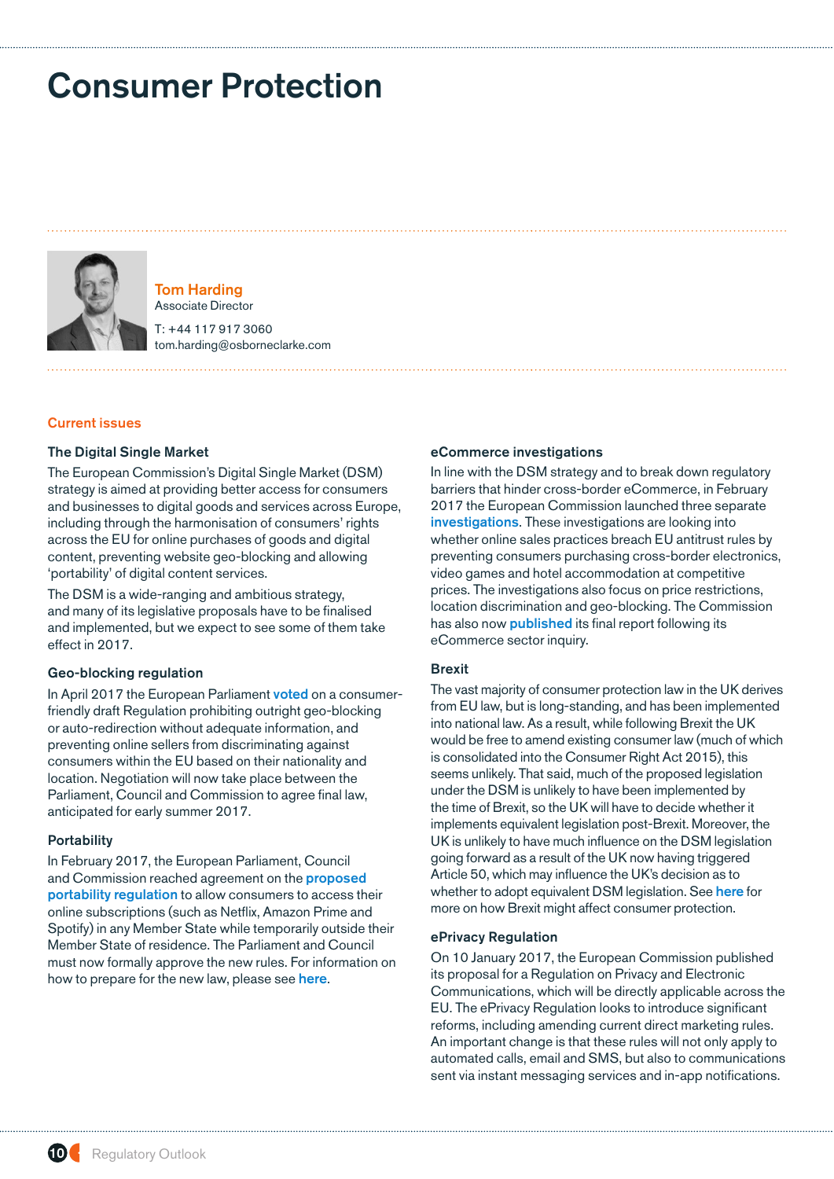# Consumer Protection

**Tom Harding**
Associate Director

T: +44 117 917 3060
tom.harding@osborneclarke.com

## Current issues

### The Digital Single Market

The European Commission's Digital Single Market (DSM) strategy is aimed at providing better access for consumers and businesses to digital goods and services across Europe, including through the harmonisation of consumers' rights across the EU for online purchases of goods and digital content, preventing website geo-blocking and allowing 'portability' of digital content services.

The DSM is a wide-ranging and ambitious strategy, and many of its legislative proposals have to be finalised and implemented, but we expect to see some of them take effect in 2017.

### Geo-blocking regulation

In April 2017 the European Parliament **voted** on a consumer-friendly draft Regulation prohibiting outright geo-blocking or auto-redirection without adequate information, and preventing online sellers from discriminating against consumers within the EU based on their nationality and location. Negotiation will now take place between the Parliament, Council and Commission to agree final law, anticipated for early summer 2017.

### Portability

In February 2017, the European Parliament, Council and Commission reached agreement on the **proposed portability regulation** to allow consumers to access their online subscriptions (such as Netflix, Amazon Prime and Spotify) in any Member State while temporarily outside their Member State of residence. The Parliament and Council must now formally approve the new rules. For information on how to prepare for the new law, please see **here**.

### eCommerce investigations

In line with the DSM strategy and to break down regulatory barriers that hinder cross-border eCommerce, in February 2017 the European Commission launched three separate **investigations**. These investigations are looking into whether online sales practices breach EU antitrust rules by preventing consumers purchasing cross-border electronics, video games and hotel accommodation at competitive prices. The investigations also focus on price restrictions, location discrimination and geo-blocking. The Commission has also now **published** its final report following its eCommerce sector inquiry.

### Brexit

The vast majority of consumer protection law in the UK derives from EU law, but is long-standing, and has been implemented into national law. As a result, while following Brexit the UK would be free to amend existing consumer law (much of which is consolidated into the Consumer Right Act 2015), this seems unlikely. That said, much of the proposed legislation under the DSM is unlikely to have been implemented by the time of Brexit, so the UK will have to decide whether it implements equivalent legislation post-Brexit. Moreover, the UK is unlikely to have much influence on the DSM legislation going forward as a result of the UK now having triggered Article 50, which may influence the UK's decision as to whether to adopt equivalent DSM legislation. See **here** for more on how Brexit might affect consumer protection.

### ePrivacy Regulation

On 10 January 2017, the European Commission published its proposal for a Regulation on Privacy and Electronic Communications, which will be directly applicable across the EU. The ePrivacy Regulation looks to introduce significant reforms, including amending current direct marketing rules. An important change is that these rules will not only apply to automated calls, email and SMS, but also to communications sent via instant messaging services and in-app notifications.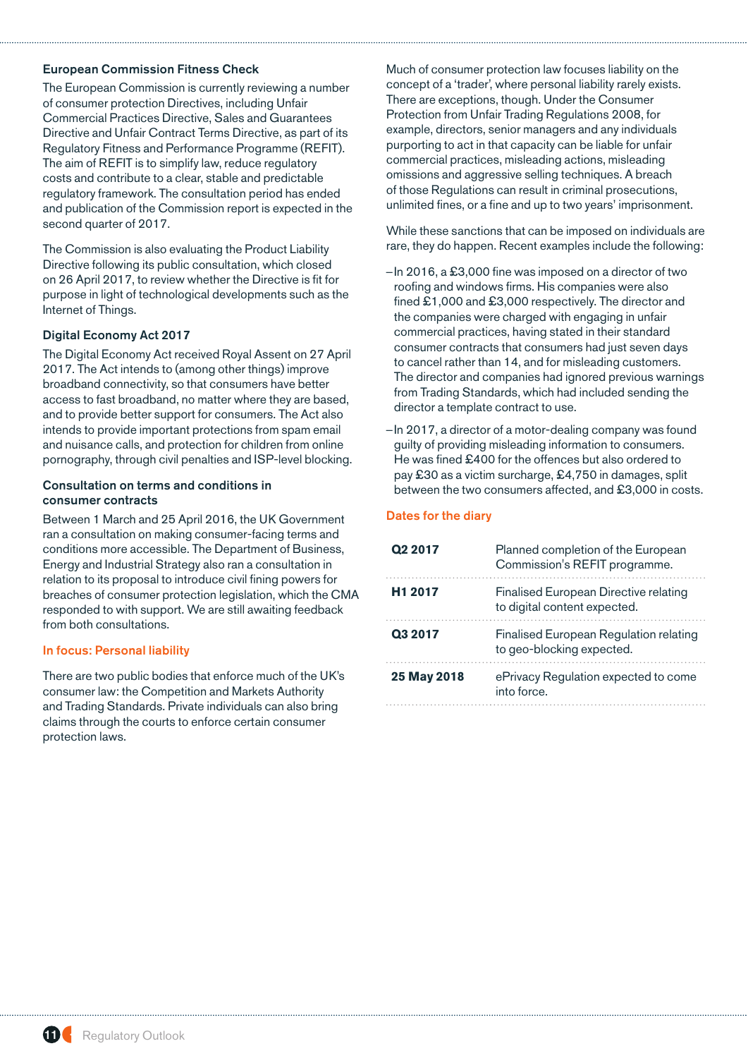### European Commission Fitness Check

The European Commission is currently reviewing a number of consumer protection Directives, including Unfair Commercial Practices Directive, Sales and Guarantees Directive and Unfair Contract Terms Directive, as part of its Regulatory Fitness and Performance Programme (REFIT). The aim of REFIT is to simplify law, reduce regulatory costs and contribute to a clear, stable and predictable regulatory framework. The consultation period has ended and publication of the Commission report is expected in the second quarter of 2017.

The Commission is also evaluating the Product Liability Directive following its public consultation, which closed on 26 April 2017, to review whether the Directive is fit for purpose in light of technological developments such as the Internet of Things.

### Digital Economy Act 2017

The Digital Economy Act received Royal Assent on 27 April 2017. The Act intends to (among other things) improve broadband connectivity, so that consumers have better access to fast broadband, no matter where they are based, and to provide better support for consumers. The Act also intends to provide important protections from spam email and nuisance calls, and protection for children from online pornography, through civil penalties and ISP-level blocking.

### Consultation on terms and conditions in consumer contracts

Between 1 March and 25 April 2016, the UK Government ran a consultation on making consumer-facing terms and conditions more accessible. The Department of Business, Energy and Industrial Strategy also ran a consultation in relation to its proposal to introduce civil fining powers for breaches of consumer protection legislation, which the CMA responded to with support. We are still awaiting feedback from both consultations.

## In focus: Personal liability

There are two public bodies that enforce much of the UK's consumer law: the Competition and Markets Authority and Trading Standards. Private individuals can also bring claims through the courts to enforce certain consumer protection laws.

Much of consumer protection law focuses liability on the concept of a 'trader', where personal liability rarely exists. There are exceptions, though. Under the Consumer Protection from Unfair Trading Regulations 2008, for example, directors, senior managers and any individuals purporting to act in that capacity can be liable for unfair commercial practices, misleading actions, misleading omissions and aggressive selling techniques. A breach of those Regulations can result in criminal prosecutions, unlimited fines, or a fine and up to two years' imprisonment.

While these sanctions that can be imposed on individuals are rare, they do happen. Recent examples include the following:

- In 2016, a £3,000 fine was imposed on a director of two roofing and windows firms. His companies were also fined £1,000 and £3,000 respectively. The director and the companies were charged with engaging in unfair commercial practices, having stated in their standard consumer contracts that consumers had just seven days to cancel rather than 14, and for misleading customers. The director and companies had ignored previous warnings from Trading Standards, which had included sending the director a template contract to use.
- In 2017, a director of a motor-dealing company was found guilty of providing misleading information to consumers. He was fined £400 for the offences but also ordered to pay £30 as a victim surcharge, £4,750 in damages, split between the two consumers affected, and £3,000 in costs.

## Dates for the diary

| | |
|---|---|
| **Q2 2017** | Planned completion of the European Commission's REFIT programme. |
| **H1 2017** | Finalised European Directive relating to digital content expected. |
| **Q3 2017** | Finalised European Regulation relating to geo-blocking expected. |
| **25 May 2018** | ePrivacy Regulation expected to come into force. |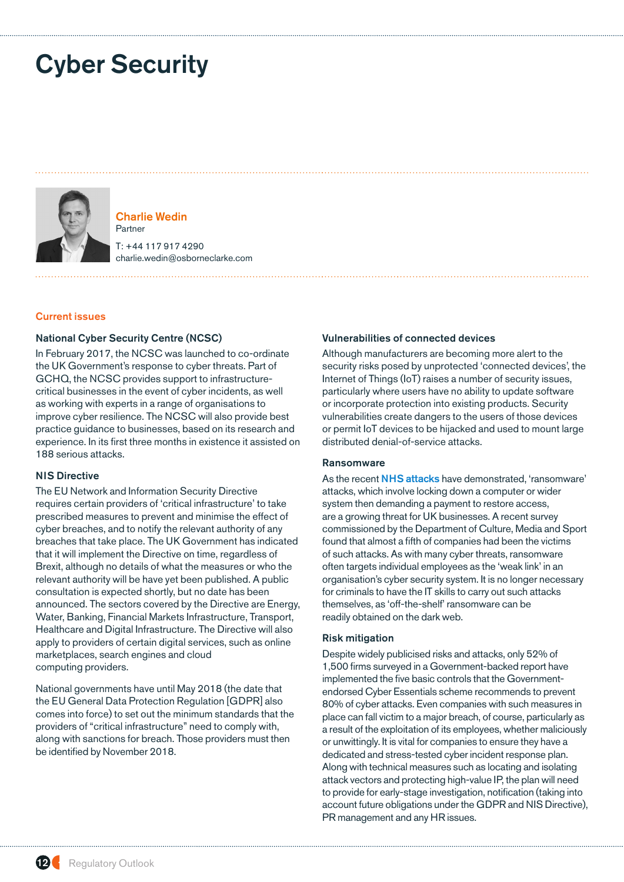# Cyber Security

**Charlie Wedin**
Partner

T: +44 117 917 4290
charlie.wedin@osborneclarke.com

## Current issues

### National Cyber Security Centre (NCSC)

In February 2017, the NCSC was launched to co-ordinate the UK Government's response to cyber threats. Part of GCHQ, the NCSC provides support to infrastructure-critical businesses in the event of cyber incidents, as well as working with experts in a range of organisations to improve cyber resilience. The NCSC will also provide best practice guidance to businesses, based on its research and experience. In its first three months in existence it assisted on 188 serious attacks.

### NIS Directive

The EU Network and Information Security Directive requires certain providers of 'critical infrastructure' to take prescribed measures to prevent and minimise the effect of cyber breaches, and to notify the relevant authority of any breaches that take place. The UK Government has indicated that it will implement the Directive on time, regardless of Brexit, although no details of what the measures or who the relevant authority will be have yet been published. A public consultation is expected shortly, but no date has been announced. The sectors covered by the Directive are Energy, Water, Banking, Financial Markets Infrastructure, Transport, Healthcare and Digital Infrastructure. The Directive will also apply to providers of certain digital services, such as online marketplaces, search engines and cloud computing providers.

National governments have until May 2018 (the date that the EU General Data Protection Regulation [GDPR] also comes into force) to set out the minimum standards that the providers of "critical infrastructure" need to comply with, along with sanctions for breach. Those providers must then be identified by November 2018.

### Vulnerabilities of connected devices

Although manufacturers are becoming more alert to the security risks posed by unprotected 'connected devices', the Internet of Things (IoT) raises a number of security issues, particularly where users have no ability to update software or incorporate protection into existing products. Security vulnerabilities create dangers to the users of those devices or permit IoT devices to be hijacked and used to mount large distributed denial-of-service attacks.

### Ransomware

As the recent NHS attacks have demonstrated, 'ransomware' attacks, which involve locking down a computer or wider system then demanding a payment to restore access, are a growing threat for UK businesses. A recent survey commissioned by the Department of Culture, Media and Sport found that almost a fifth of companies had been the victims of such attacks. As with many cyber threats, ransomware often targets individual employees as the 'weak link' in an organisation's cyber security system. It is no longer necessary for criminals to have the IT skills to carry out such attacks themselves, as 'off-the-shelf' ransomware can be readily obtained on the dark web.

### Risk mitigation

Despite widely publicised risks and attacks, only 52% of 1,500 firms surveyed in a Government-backed report have implemented the five basic controls that the Government-endorsed Cyber Essentials scheme recommends to prevent 80% of cyber attacks. Even companies with such measures in place can fall victim to a major breach, of course, particularly as a result of the exploitation of its employees, whether maliciously or unwittingly. It is vital for companies to ensure they have a dedicated and stress-tested cyber incident response plan. Along with technical measures such as locating and isolating attack vectors and protecting high-value IP, the plan will need to provide for early-stage investigation, notification (taking into account future obligations under the GDPR and NIS Directive), PR management and any HR issues.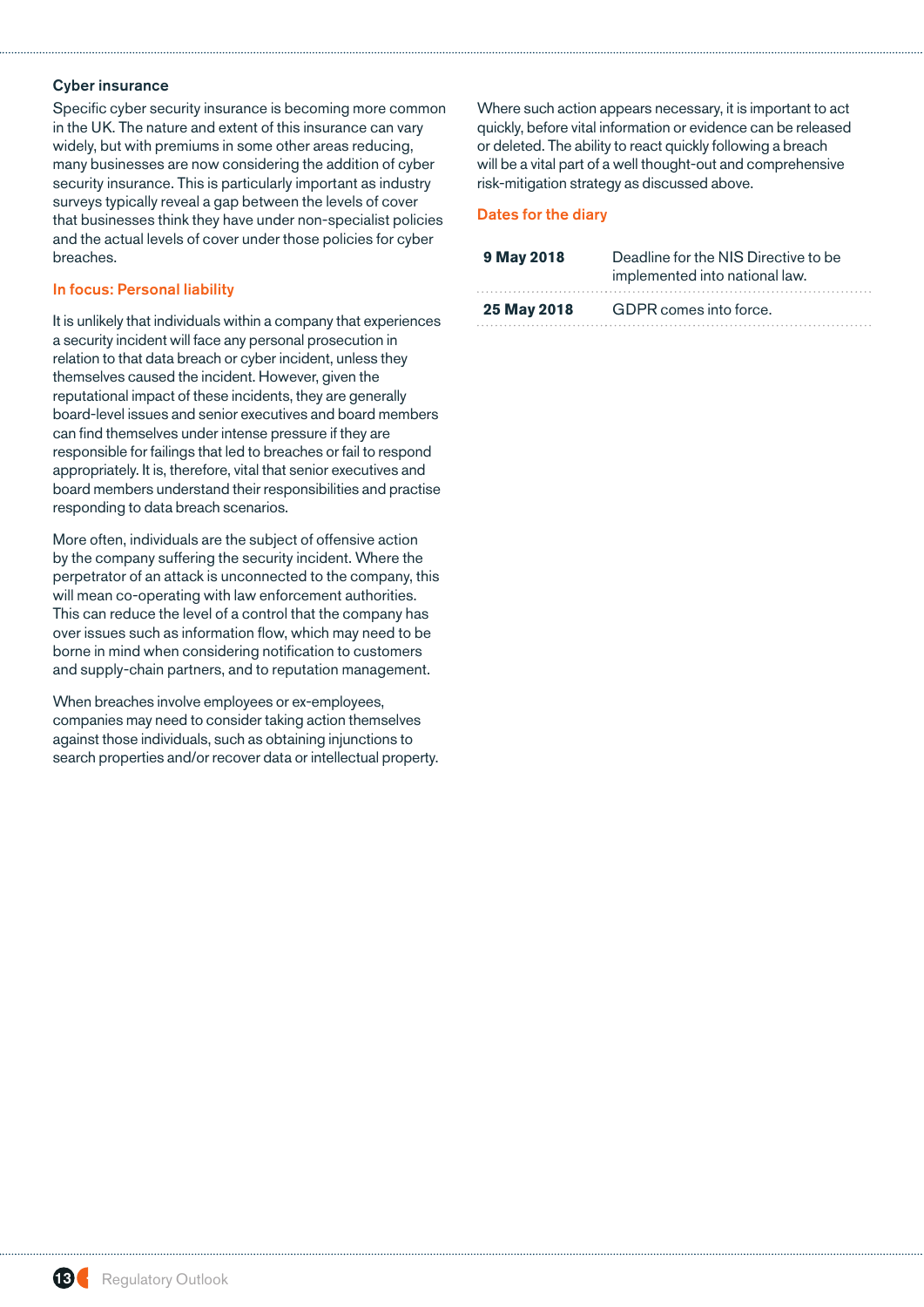### Cyber insurance

Specific cyber security insurance is becoming more common in the UK. The nature and extent of this insurance can vary widely, but with premiums in some other areas reducing, many businesses are now considering the addition of cyber security insurance. This is particularly important as industry surveys typically reveal a gap between the levels of cover that businesses think they have under non-specialist policies and the actual levels of cover under those policies for cyber breaches.

### In focus: Personal liability

It is unlikely that individuals within a company that experiences a security incident will face any personal prosecution in relation to that data breach or cyber incident, unless they themselves caused the incident. However, given the reputational impact of these incidents, they are generally board-level issues and senior executives and board members can find themselves under intense pressure if they are responsible for failings that led to breaches or fail to respond appropriately. It is, therefore, vital that senior executives and board members understand their responsibilities and practise responding to data breach scenarios.

More often, individuals are the subject of offensive action by the company suffering the security incident. Where the perpetrator of an attack is unconnected to the company, this will mean co-operating with law enforcement authorities. This can reduce the level of a control that the company has over issues such as information flow, which may need to be borne in mind when considering notification to customers and supply-chain partners, and to reputation management.

When breaches involve employees or ex-employees, companies may need to consider taking action themselves against those individuals, such as obtaining injunctions to search properties and/or recover data or intellectual property.

Where such action appears necessary, it is important to act quickly, before vital information or evidence can be released or deleted. The ability to react quickly following a breach will be a vital part of a well thought-out and comprehensive risk-mitigation strategy as discussed above.

### Dates for the diary

| | |
|---|---|
| **9 May 2018** | Deadline for the NIS Directive to be implemented into national law. |
| **25 May 2018** | GDPR comes into force. |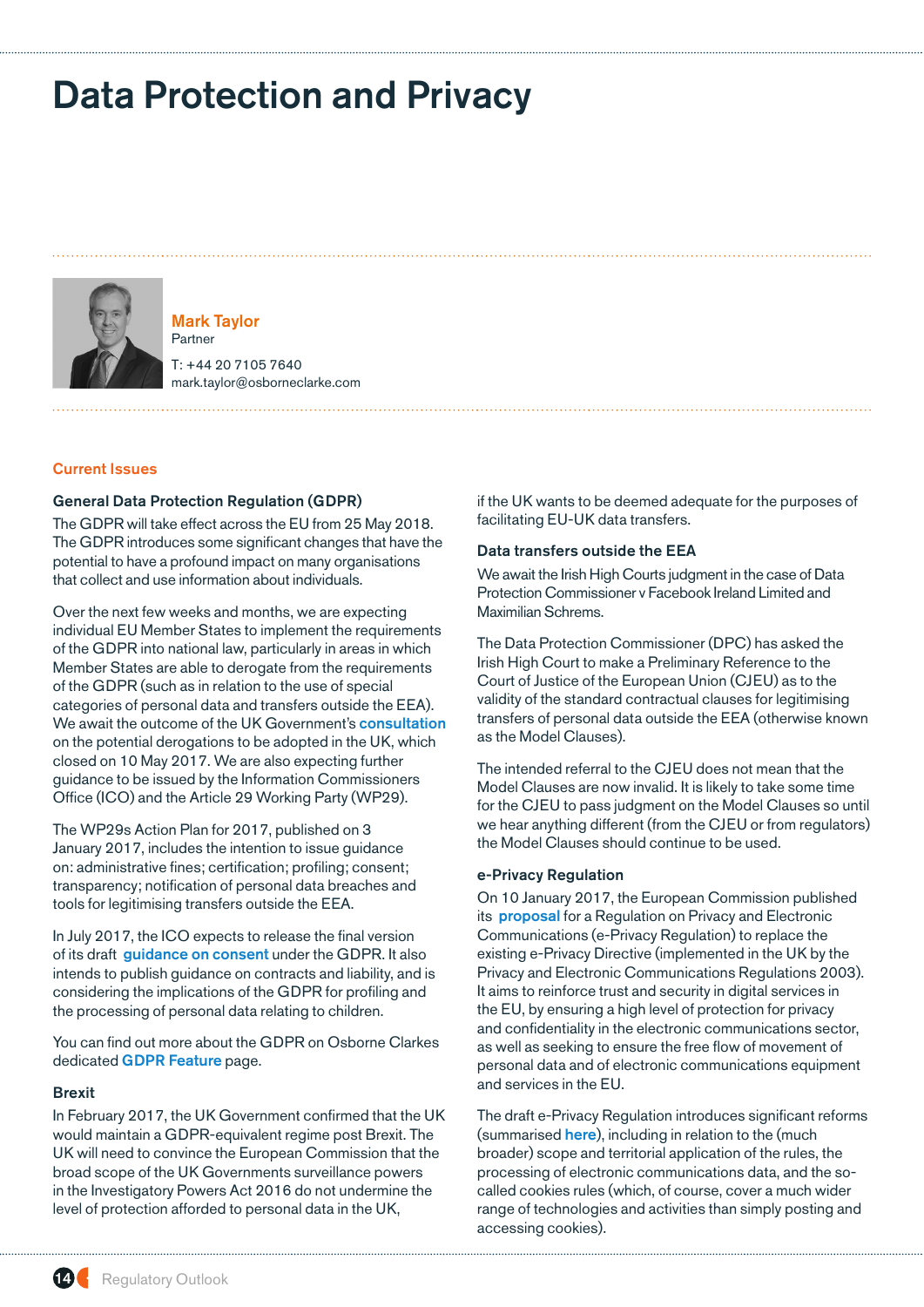# Data Protection and Privacy

**Mark Taylor**
Partner

T: +44 20 7105 7640
mark.taylor@osborneclarke.com

## Current Issues

### General Data Protection Regulation (GDPR)

The GDPR will take effect across the EU from 25 May 2018. The GDPR introduces some significant changes that have the potential to have a profound impact on many organisations that collect and use information about individuals.

Over the next few weeks and months, we are expecting individual EU Member States to implement the requirements of the GDPR into national law, particularly in areas in which Member States are able to derogate from the requirements of the GDPR (such as in relation to the use of special categories of personal data and transfers outside the EEA). We await the outcome of the UK Government's **consultation** on the potential derogations to be adopted in the UK, which closed on 10 May 2017. We are also expecting further guidance to be issued by the Information Commissioners Office (ICO) and the Article 29 Working Party (WP29).

The WP29s Action Plan for 2017, published on 3 January 2017, includes the intention to issue guidance on: administrative fines; certification; profiling; consent; transparency; notification of personal data breaches and tools for legitimising transfers outside the EEA.

In July 2017, the ICO expects to release the final version of its draft **guidance on consent** under the GDPR. It also intends to publish guidance on contracts and liability, and is considering the implications of the GDPR for profiling and the processing of personal data relating to children.

You can find out more about the GDPR on Osborne Clarkes dedicated **GDPR Feature** page.

### Brexit

In February 2017, the UK Government confirmed that the UK would maintain a GDPR-equivalent regime post Brexit. The UK will need to convince the European Commission that the broad scope of the UK Governments surveillance powers in the Investigatory Powers Act 2016 do not undermine the level of protection afforded to personal data in the UK, if the UK wants to be deemed adequate for the purposes of facilitating EU-UK data transfers.

### Data transfers outside the EEA

We await the Irish High Courts judgment in the case of Data Protection Commissioner v Facebook Ireland Limited and Maximilian Schrems.

The Data Protection Commissioner (DPC) has asked the Irish High Court to make a Preliminary Reference to the Court of Justice of the European Union (CJEU) as to the validity of the standard contractual clauses for legitimising transfers of personal data outside the EEA (otherwise known as the Model Clauses).

The intended referral to the CJEU does not mean that the Model Clauses are now invalid. It is likely to take some time for the CJEU to pass judgment on the Model Clauses so until we hear anything different (from the CJEU or from regulators) the Model Clauses should continue to be used.

### e-Privacy Regulation

On 10 January 2017, the European Commission published its **proposal** for a Regulation on Privacy and Electronic Communications (e-Privacy Regulation) to replace the existing e-Privacy Directive (implemented in the UK by the Privacy and Electronic Communications Regulations 2003). It aims to reinforce trust and security in digital services in the EU, by ensuring a high level of protection for privacy and confidentiality in the electronic communications sector, as well as seeking to ensure the free flow of movement of personal data and of electronic communications equipment and services in the EU.

The draft e-Privacy Regulation introduces significant reforms (summarised **here**), including in relation to the (much broader) scope and territorial application of the rules, the processing of electronic communications data, and the so-called cookies rules (which, of course, cover a much wider range of technologies and activities than simply posting and accessing cookies).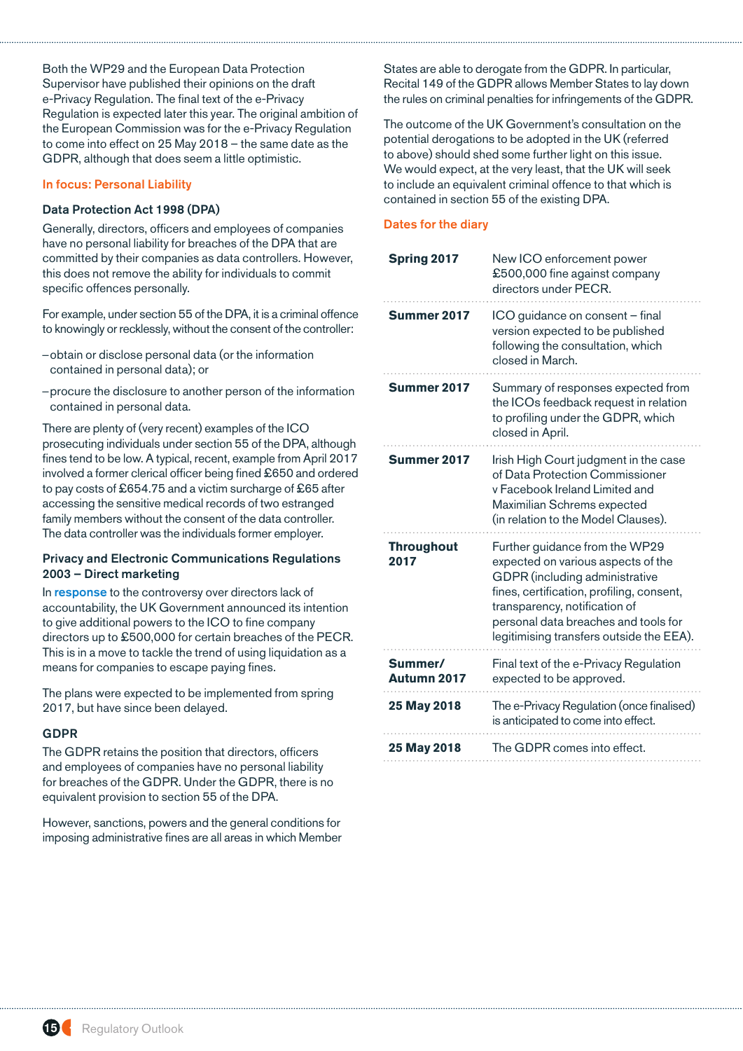Both the WP29 and the European Data Protection Supervisor have published their opinions on the draft e-Privacy Regulation. The final text of the e-Privacy Regulation is expected later this year. The original ambition of the European Commission was for the e-Privacy Regulation to come into effect on 25 May 2018 – the same date as the GDPR, although that does seem a little optimistic.

## In focus: Personal Liability

### Data Protection Act 1998 (DPA)

Generally, directors, officers and employees of companies have no personal liability for breaches of the DPA that are committed by their companies as data controllers. However, this does not remove the ability for individuals to commit specific offences personally.

For example, under section 55 of the DPA, it is a criminal offence to knowingly or recklessly, without the consent of the controller:

- obtain or disclose personal data (or the information contained in personal data); or
- procure the disclosure to another person of the information contained in personal data.

There are plenty of (very recent) examples of the ICO prosecuting individuals under section 55 of the DPA, although fines tend to be low. A typical, recent, example from April 2017 involved a former clerical officer being fined £650 and ordered to pay costs of £654.75 and a victim surcharge of £65 after accessing the sensitive medical records of two estranged family members without the consent of the data controller. The data controller was the individuals former employer.

### Privacy and Electronic Communications Regulations 2003 – Direct marketing

In **response** to the controversy over directors lack of accountability, the UK Government announced its intention to give additional powers to the ICO to fine company directors up to £500,000 for certain breaches of the PECR. This is in a move to tackle the trend of using liquidation as a means for companies to escape paying fines.

The plans were expected to be implemented from spring 2017, but have since been delayed.

### GDPR

The GDPR retains the position that directors, officers and employees of companies have no personal liability for breaches of the GDPR. Under the GDPR, there is no equivalent provision to section 55 of the DPA.

However, sanctions, powers and the general conditions for imposing administrative fines are all areas in which Member States are able to derogate from the GDPR. In particular, Recital 149 of the GDPR allows Member States to lay down the rules on criminal penalties for infringements of the GDPR.

The outcome of the UK Government's consultation on the potential derogations to be adopted in the UK (referred to above) should shed some further light on this issue. We would expect, at the very least, that the UK will seek to include an equivalent criminal offence to that which is contained in section 55 of the existing DPA.

## Dates for the diary

| | |
|---|---|
| **Spring 2017** | New ICO enforcement power £500,000 fine against company directors under PECR. |
| **Summer 2017** | ICO guidance on consent – final version expected to be published following the consultation, which closed in March. |
| **Summer 2017** | Summary of responses expected from the ICOs feedback request in relation to profiling under the GDPR, which closed in April. |
| **Summer 2017** | Irish High Court judgment in the case of Data Protection Commissioner v Facebook Ireland Limited and Maximilian Schrems expected (in relation to the Model Clauses). |
| **Throughout 2017** | Further guidance from the WP29 expected on various aspects of the GDPR (including administrative fines, certification, profiling, consent, transparency, notification of personal data breaches and tools for legitimising transfers outside the EEA). |
| **Summer/ Autumn 2017** | Final text of the e-Privacy Regulation expected to be approved. |
| **25 May 2018** | The e-Privacy Regulation (once finalised) is anticipated to come into effect. |
| **25 May 2018** | The GDPR comes into effect. |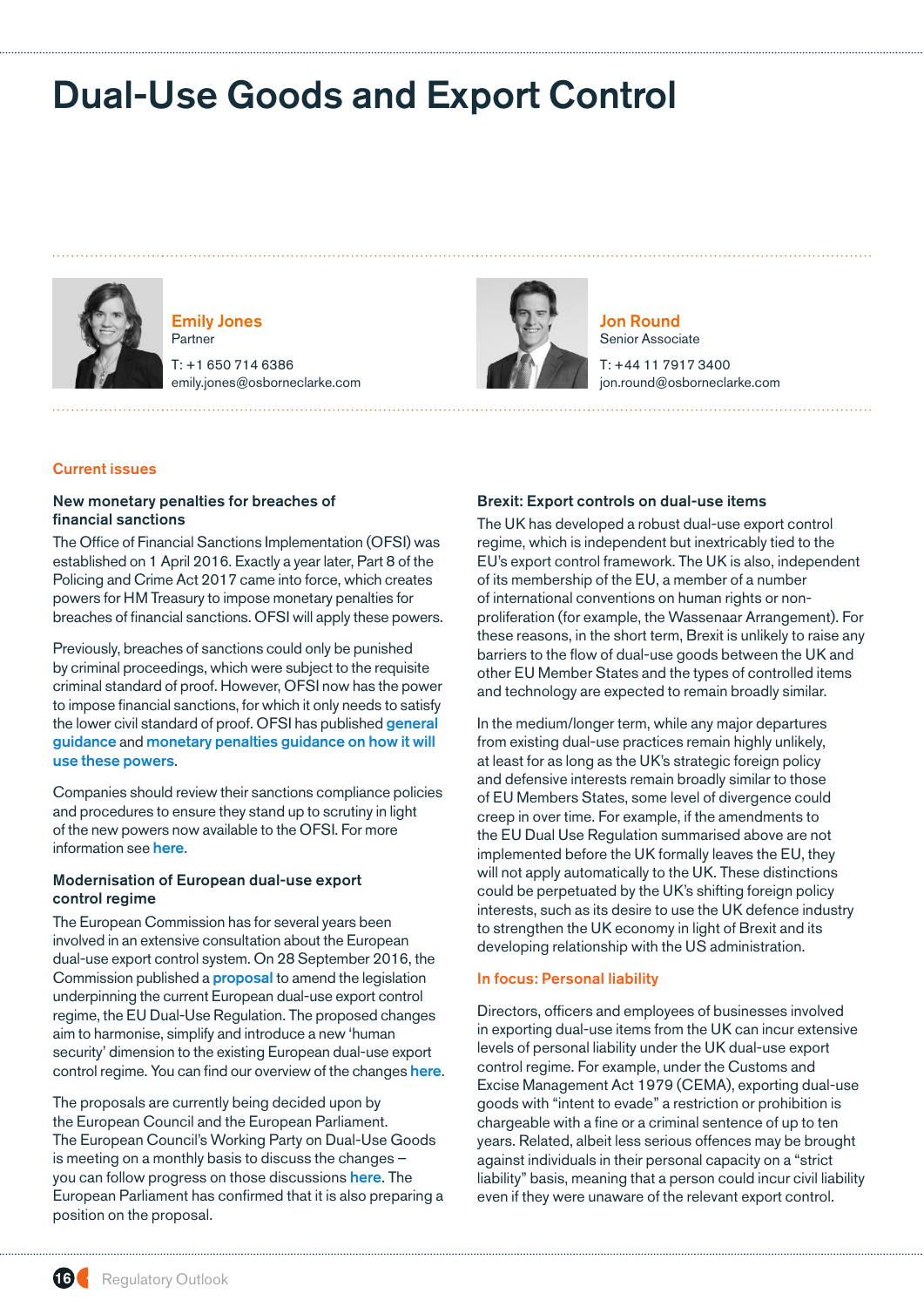# Dual-Use Goods and Export Control

**Emily Jones**
Partner
T: +1 650 714 6386
emily.jones@osborneclarke.com

**Jon Round**
Senior Associate
T: +44 11 7917 3400
jon.round@osborneclarke.com

## Current issues

### New monetary penalties for breaches of financial sanctions

The Office of Financial Sanctions Implementation (OFSI) was established on 1 April 2016. Exactly a year later, Part 8 of the Policing and Crime Act 2017 came into force, which creates powers for HM Treasury to impose monetary penalties for breaches of financial sanctions. OFSI will apply these powers.

Previously, breaches of sanctions could only be punished by criminal proceedings, which were subject to the requisite criminal standard of proof. However, OFSI now has the power to impose financial sanctions, for which it only needs to satisfy the lower civil standard of proof. OFSI has published **general guidance** and **monetary penalties guidance on how it will use these powers**.

Companies should review their sanctions compliance policies and procedures to ensure they stand up to scrutiny in light of the new powers now available to the OFSI. For more information see **here**.

### Modernisation of European dual-use export control regime

The European Commission has for several years been involved in an extensive consultation about the European dual-use export control system. On 28 September 2016, the Commission published a **proposal** to amend the legislation underpinning the current European dual-use export control regime, the EU Dual-Use Regulation. The proposed changes aim to harmonise, simplify and introduce a new 'human security' dimension to the existing European dual-use export control regime. You can find our overview of the changes **here**.

The proposals are currently being decided upon by the European Council and the European Parliament. The European Council's Working Party on Dual-Use Goods is meeting on a monthly basis to discuss the changes – you can follow progress on those discussions **here**. The European Parliament has confirmed that it is also preparing a position on the proposal.

### Brexit: Export controls on dual-use items

The UK has developed a robust dual-use export control regime, which is independent but inextricably tied to the EU's export control framework. The UK is also, independent of its membership of the EU, a member of a number of international conventions on human rights or non-proliferation (for example, the Wassenaar Arrangement). For these reasons, in the short term, Brexit is unlikely to raise any barriers to the flow of dual-use goods between the UK and other EU Member States and the types of controlled items and technology are expected to remain broadly similar.

In the medium/longer term, while any major departures from existing dual-use practices remain highly unlikely, at least for as long as the UK's strategic foreign policy and defensive interests remain broadly similar to those of EU Members States, some level of divergence could creep in over time. For example, if the amendments to the EU Dual Use Regulation summarised above are not implemented before the UK formally leaves the EU, they will not apply automatically to the UK. These distinctions could be perpetuated by the UK's shifting foreign policy interests, such as its desire to use the UK defence industry to strengthen the UK economy in light of Brexit and its developing relationship with the US administration.

## In focus: Personal liability

Directors, officers and employees of businesses involved in exporting dual-use items from the UK can incur extensive levels of personal liability under the UK dual-use export control regime. For example, under the Customs and Excise Management Act 1979 (CEMA), exporting dual-use goods with "intent to evade" a restriction or prohibition is chargeable with a fine or a criminal sentence of up to ten years. Related, albeit less serious offences may be brought against individuals in their personal capacity on a "strict liability" basis, meaning that a person could incur civil liability even if they were unaware of the relevant export control.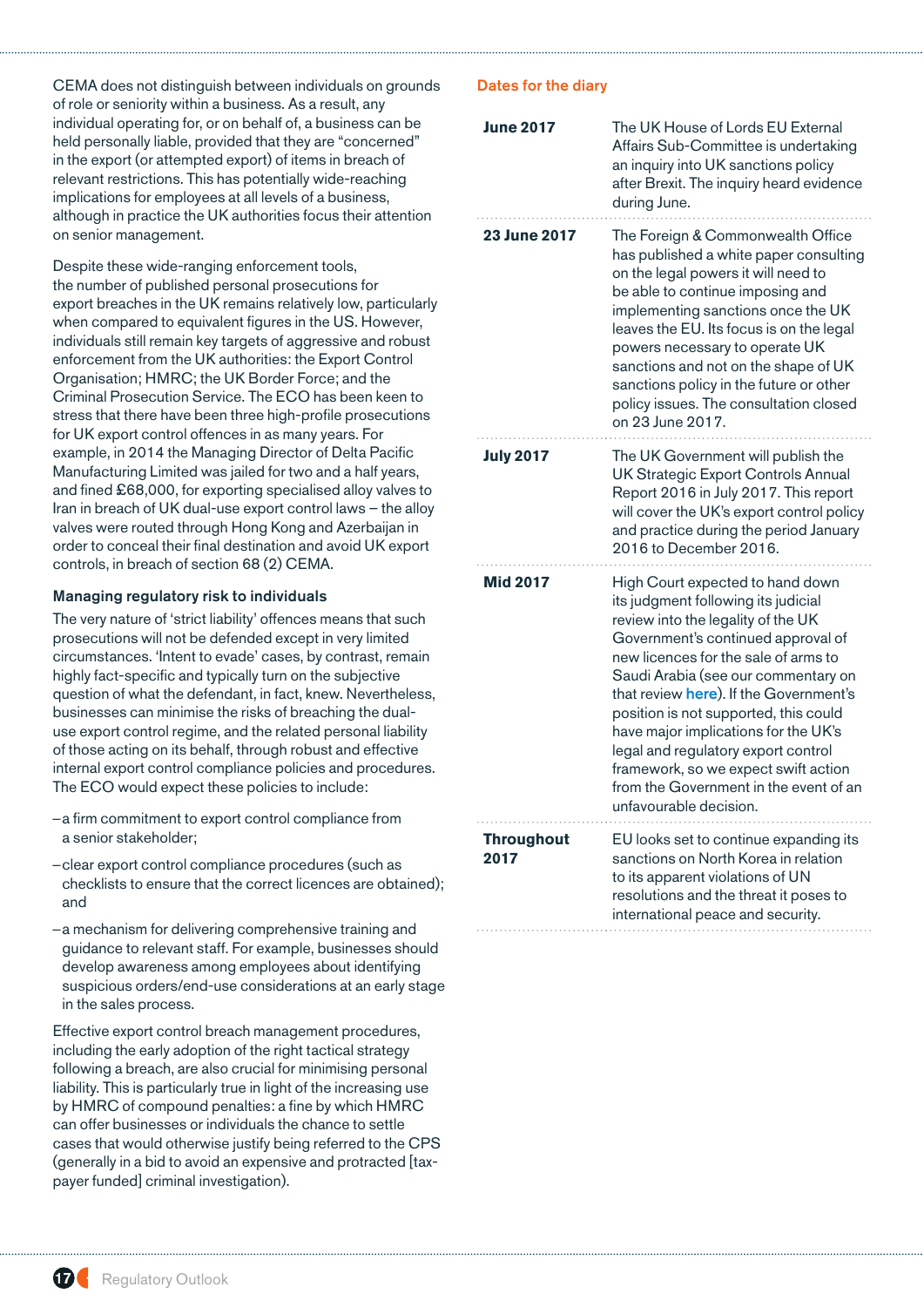CEMA does not distinguish between individuals on grounds of role or seniority within a business. As a result, any individual operating for, or on behalf of, a business can be held personally liable, provided that they are "concerned" in the export (or attempted export) of items in breach of relevant restrictions. This has potentially wide-reaching implications for employees at all levels of a business, although in practice the UK authorities focus their attention on senior management.

Despite these wide-ranging enforcement tools, the number of published personal prosecutions for export breaches in the UK remains relatively low, particularly when compared to equivalent figures in the US. However, individuals still remain key targets of aggressive and robust enforcement from the UK authorities: the Export Control Organisation; HMRC; the UK Border Force; and the Criminal Prosecution Service. The ECO has been keen to stress that there have been three high-profile prosecutions for UK export control offences in as many years. For example, in 2014 the Managing Director of Delta Pacific Manufacturing Limited was jailed for two and a half years, and fined £68,000, for exporting specialised alloy valves to Iran in breach of UK dual-use export control laws – the alloy valves were routed through Hong Kong and Azerbaijan in order to conceal their final destination and avoid UK export controls, in breach of section 68 (2) CEMA.

### Managing regulatory risk to individuals

The very nature of 'strict liability' offences means that such prosecutions will not be defended except in very limited circumstances. 'Intent to evade' cases, by contrast, remain highly fact-specific and typically turn on the subjective question of what the defendant, in fact, knew. Nevertheless, businesses can minimise the risks of breaching the dual-use export control regime, and the related personal liability of those acting on its behalf, through robust and effective internal export control compliance policies and procedures. The ECO would expect these policies to include:

- a firm commitment to export control compliance from a senior stakeholder;
- clear export control compliance procedures (such as checklists to ensure that the correct licences are obtained); and
- a mechanism for delivering comprehensive training and guidance to relevant staff. For example, businesses should develop awareness among employees about identifying suspicious orders/end-use considerations at an early stage in the sales process.

Effective export control breach management procedures, including the early adoption of the right tactical strategy following a breach, are also crucial for minimising personal liability. This is particularly true in light of the increasing use by HMRC of compound penalties: a fine by which HMRC can offer businesses or individuals the chance to settle cases that would otherwise justify being referred to the CPS (generally in a bid to avoid an expensive and protracted [tax-payer funded] criminal investigation).

## Dates for the diary

| | |
|---|---|
| **June 2017** | The UK House of Lords EU External Affairs Sub-Committee is undertaking an inquiry into UK sanctions policy after Brexit. The inquiry heard evidence during June. |
| **23 June 2017** | The Foreign & Commonwealth Office has published a white paper consulting on the legal powers it will need to be able to continue imposing and implementing sanctions once the UK leaves the EU. Its focus is on the legal powers necessary to operate UK sanctions and not on the shape of UK sanctions policy in the future or other policy issues. The consultation closed on 23 June 2017. |
| **July 2017** | The UK Government will publish the UK Strategic Export Controls Annual Report 2016 in July 2017. This report will cover the UK's export control policy and practice during the period January 2016 to December 2016. |
| **Mid 2017** | High Court expected to hand down its judgment following its judicial review into the legality of the UK Government's continued approval of new licences for the sale of arms to Saudi Arabia (see our commentary on that review here). If the Government's position is not supported, this could have major implications for the UK's legal and regulatory export control framework, so we expect swift action from the Government in the event of an unfavourable decision. |
| **Throughout 2017** | EU looks set to continue expanding its sanctions on North Korea in relation to its apparent violations of UN resolutions and the threat it poses to international peace and security. |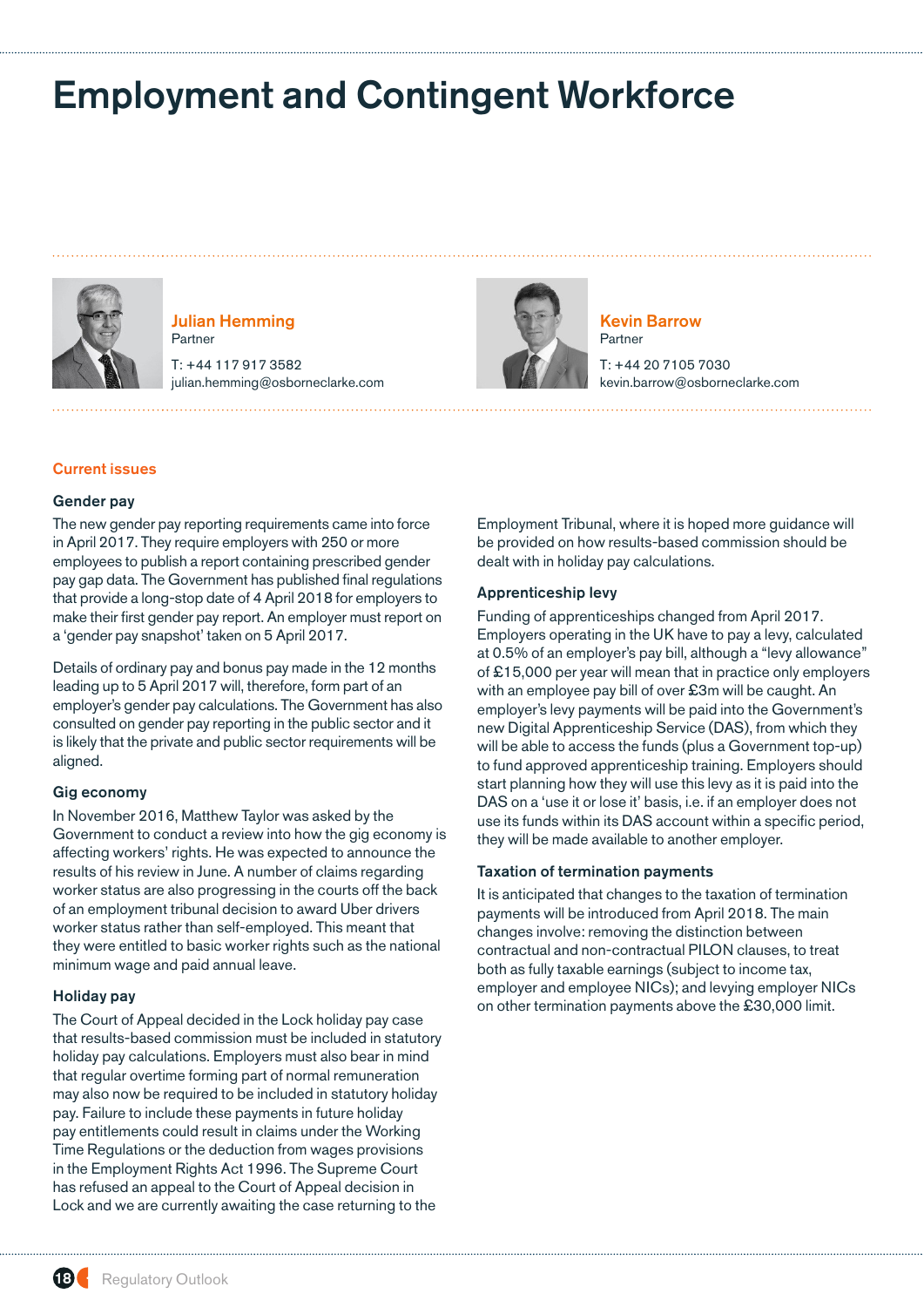# Employment and Contingent Workforce

**Julian Hemming**
Partner
T: +44 117 917 3582
julian.hemming@osborneclarke.com

**Kevin Barrow**
Partner
T: +44 20 7105 7030
kevin.barrow@osborneclarke.com

## Current issues

### Gender pay

The new gender pay reporting requirements came into force in April 2017. They require employers with 250 or more employees to publish a report containing prescribed gender pay gap data. The Government has published final regulations that provide a long-stop date of 4 April 2018 for employers to make their first gender pay report. An employer must report on a 'gender pay snapshot' taken on 5 April 2017.

Details of ordinary pay and bonus pay made in the 12 months leading up to 5 April 2017 will, therefore, form part of an employer's gender pay calculations. The Government has also consulted on gender pay reporting in the public sector and it is likely that the private and public sector requirements will be aligned.

### Gig economy

In November 2016, Matthew Taylor was asked by the Government to conduct a review into how the gig economy is affecting workers' rights. He was expected to announce the results of his review in June. A number of claims regarding worker status are also progressing in the courts off the back of an employment tribunal decision to award Uber drivers worker status rather than self-employed. This meant that they were entitled to basic worker rights such as the national minimum wage and paid annual leave.

### Holiday pay

The Court of Appeal decided in the Lock holiday pay case that results-based commission must be included in statutory holiday pay calculations. Employers must also bear in mind that regular overtime forming part of normal remuneration may also now be required to be included in statutory holiday pay. Failure to include these payments in future holiday pay entitlements could result in claims under the Working Time Regulations or the deduction from wages provisions in the Employment Rights Act 1996. The Supreme Court has refused an appeal to the Court of Appeal decision in Lock and we are currently awaiting the case returning to the Employment Tribunal, where it is hoped more guidance will be provided on how results-based commission should be dealt with in holiday pay calculations.

### Apprenticeship levy

Funding of apprenticeships changed from April 2017. Employers operating in the UK have to pay a levy, calculated at 0.5% of an employer's pay bill, although a "levy allowance" of £15,000 per year will mean that in practice only employers with an employee pay bill of over £3m will be caught. An employer's levy payments will be paid into the Government's new Digital Apprenticeship Service (DAS), from which they will be able to access the funds (plus a Government top-up) to fund approved apprenticeship training. Employers should start planning how they will use this levy as it is paid into the DAS on a 'use it or lose it' basis, i.e. if an employer does not use its funds within its DAS account within a specific period, they will be made available to another employer.

### Taxation of termination payments

It is anticipated that changes to the taxation of termination payments will be introduced from April 2018. The main changes involve: removing the distinction between contractual and non-contractual PILON clauses, to treat both as fully taxable earnings (subject to income tax, employer and employee NICs); and levying employer NICs on other termination payments above the £30,000 limit.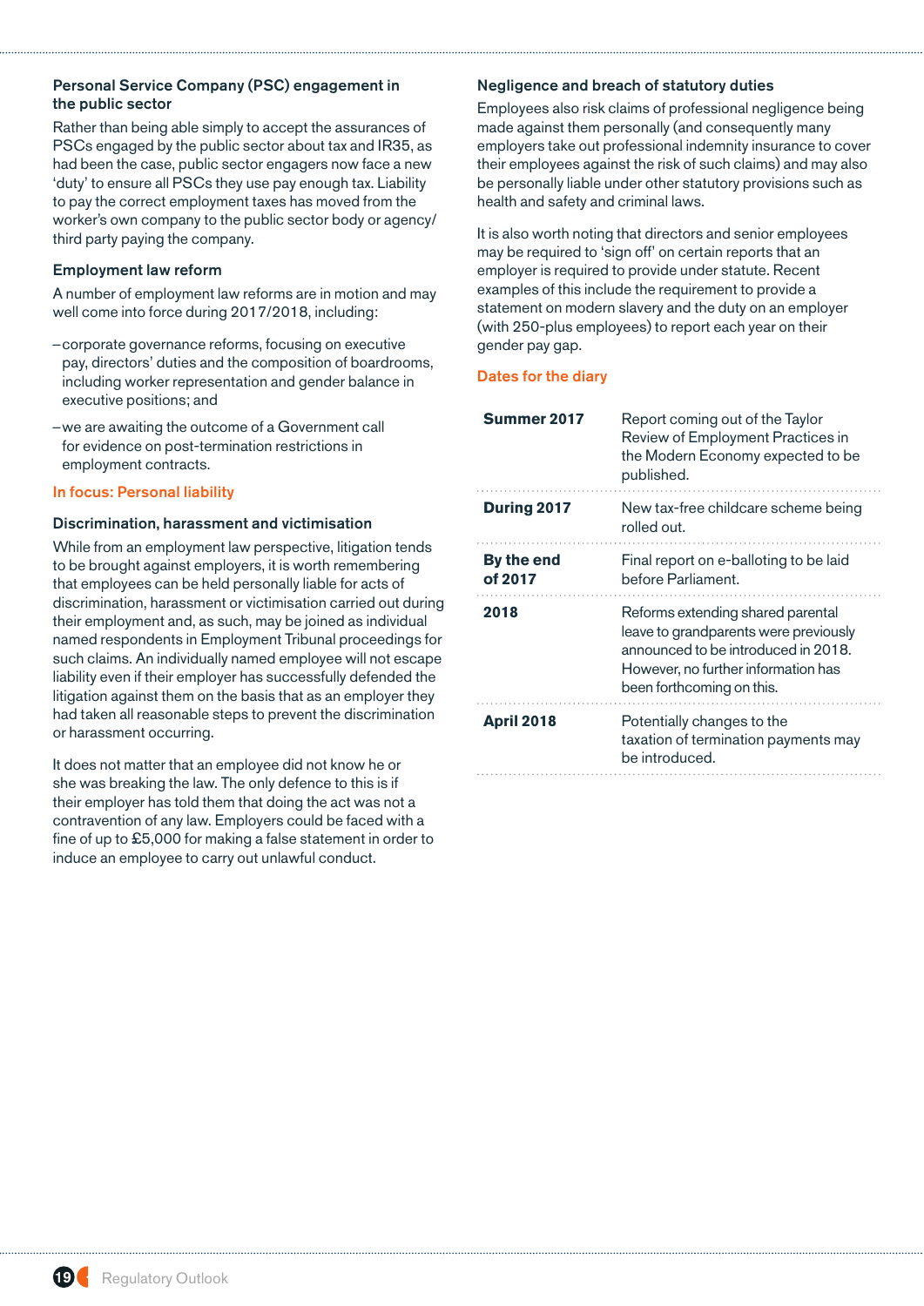### Personal Service Company (PSC) engagement in the public sector

Rather than being able simply to accept the assurances of PSCs engaged by the public sector about tax and IR35, as had been the case, public sector engagers now face a new 'duty' to ensure all PSCs they use pay enough tax. Liability to pay the correct employment taxes has moved from the worker's own company to the public sector body or agency/third party paying the company.

### Employment law reform

A number of employment law reforms are in motion and may well come into force during 2017/2018, including:

- corporate governance reforms, focusing on executive pay, directors' duties and the composition of boardrooms, including worker representation and gender balance in executive positions; and
- we are awaiting the outcome of a Government call for evidence on post-termination restrictions in employment contracts.

## In focus: Personal liability

### Discrimination, harassment and victimisation

While from an employment law perspective, litigation tends to be brought against employers, it is worth remembering that employees can be held personally liable for acts of discrimination, harassment or victimisation carried out during their employment and, as such, may be joined as individual named respondents in Employment Tribunal proceedings for such claims. An individually named employee will not escape liability even if their employer has successfully defended the litigation against them on the basis that as an employer they had taken all reasonable steps to prevent the discrimination or harassment occurring.

It does not matter that an employee did not know he or she was breaking the law. The only defence to this is if their employer has told them that doing the act was not a contravention of any law. Employers could be faced with a fine of up to £5,000 for making a false statement in order to induce an employee to carry out unlawful conduct.

### Negligence and breach of statutory duties

Employees also risk claims of professional negligence being made against them personally (and consequently many employers take out professional indemnity insurance to cover their employees against the risk of such claims) and may also be personally liable under other statutory provisions such as health and safety and criminal laws.

It is also worth noting that directors and senior employees may be required to 'sign off' on certain reports that an employer is required to provide under statute. Recent examples of this include the requirement to provide a statement on modern slavery and the duty on an employer (with 250-plus employees) to report each year on their gender pay gap.

## Dates for the diary

| | |
|---|---|
| **Summer 2017** | Report coming out of the Taylor Review of Employment Practices in the Modern Economy expected to be published. |
| **During 2017** | New tax-free childcare scheme being rolled out. |
| **By the end of 2017** | Final report on e-balloting to be laid before Parliament. |
| **2018** | Reforms extending shared parental leave to grandparents were previously announced to be introduced in 2018. However, no further information has been forthcoming on this. |
| **April 2018** | Potentially changes to the taxation of termination payments may be introduced. |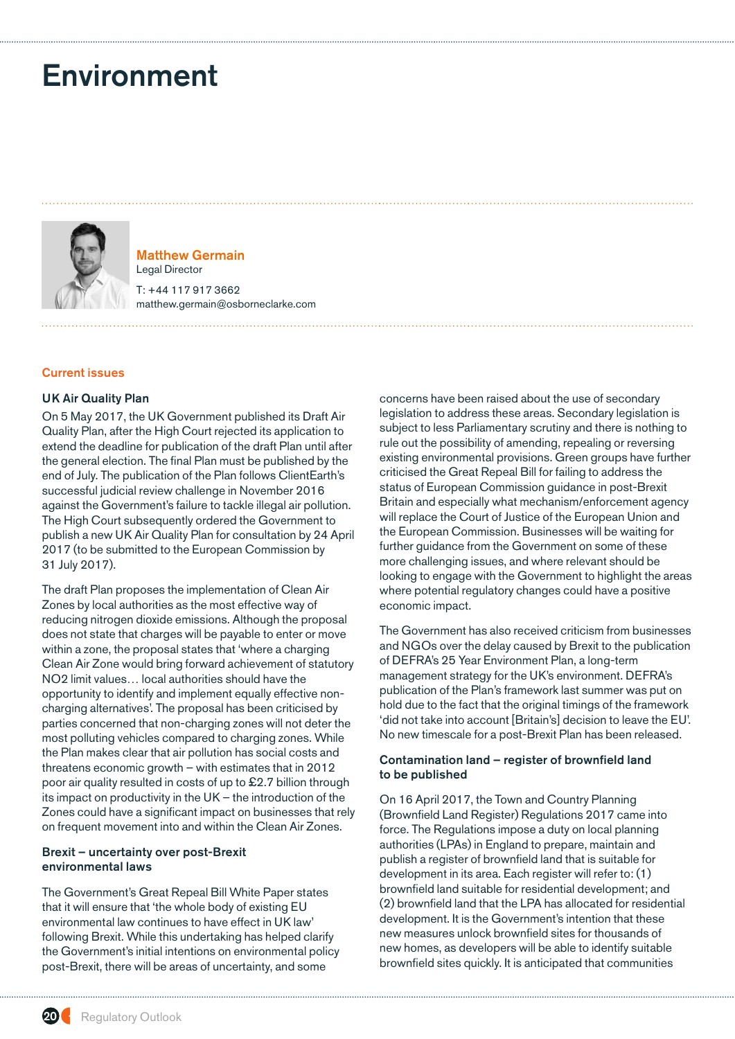# Environment

**Matthew Germain**
Legal Director

T: +44 117 917 3662
matthew.germain@osborneclarke.com

## Current issues

### UK Air Quality Plan

On 5 May 2017, the UK Government published its Draft Air Quality Plan, after the High Court rejected its application to extend the deadline for publication of the draft Plan until after the general election. The final Plan must be published by the end of July. The publication of the Plan follows ClientEarth's successful judicial review challenge in November 2016 against the Government's failure to tackle illegal air pollution. The High Court subsequently ordered the Government to publish a new UK Air Quality Plan for consultation by 24 April 2017 (to be submitted to the European Commission by 31 July 2017).

The draft Plan proposes the implementation of Clean Air Zones by local authorities as the most effective way of reducing nitrogen dioxide emissions. Although the proposal does not state that charges will be payable to enter or move within a zone, the proposal states that 'where a charging Clean Air Zone would bring forward achievement of statutory NO2 limit values… local authorities should have the opportunity to identify and implement equally effective non-charging alternatives'. The proposal has been criticised by parties concerned that non-charging zones will not deter the most polluting vehicles compared to charging zones. While the Plan makes clear that air pollution has social costs and threatens economic growth – with estimates that in 2012 poor air quality resulted in costs of up to £2.7 billion through its impact on productivity in the UK – the introduction of the Zones could have a significant impact on businesses that rely on frequent movement into and within the Clean Air Zones.

### Brexit – uncertainty over post-Brexit environmental laws

The Government's Great Repeal Bill White Paper states that it will ensure that 'the whole body of existing EU environmental law continues to have effect in UK law' following Brexit. While this undertaking has helped clarify the Government's initial intentions on environmental policy post-Brexit, there will be areas of uncertainty, and some concerns have been raised about the use of secondary legislation to address these areas. Secondary legislation is subject to less Parliamentary scrutiny and there is nothing to rule out the possibility of amending, repealing or reversing existing environmental provisions. Green groups have further criticised the Great Repeal Bill for failing to address the status of European Commission guidance in post-Brexit Britain and especially what mechanism/enforcement agency will replace the Court of Justice of the European Union and the European Commission. Businesses will be waiting for further guidance from the Government on some of these more challenging issues, and where relevant should be looking to engage with the Government to highlight the areas where potential regulatory changes could have a positive economic impact.

The Government has also received criticism from businesses and NGOs over the delay caused by Brexit to the publication of DEFRA's 25 Year Environment Plan, a long-term management strategy for the UK's environment. DEFRA's publication of the Plan's framework last summer was put on hold due to the fact that the original timings of the framework 'did not take into account [Britain's] decision to leave the EU'. No new timescale for a post-Brexit Plan has been released.

### Contamination land – register of brownfield land to be published

On 16 April 2017, the Town and Country Planning (Brownfield Land Register) Regulations 2017 came into force. The Regulations impose a duty on local planning authorities (LPAs) in England to prepare, maintain and publish a register of brownfield land that is suitable for development in its area. Each register will refer to: (1) brownfield land suitable for residential development; and (2) brownfield land that the LPA has allocated for residential development. It is the Government's intention that these new measures unlock brownfield sites for thousands of new homes, as developers will be able to identify suitable brownfield sites quickly. It is anticipated that communities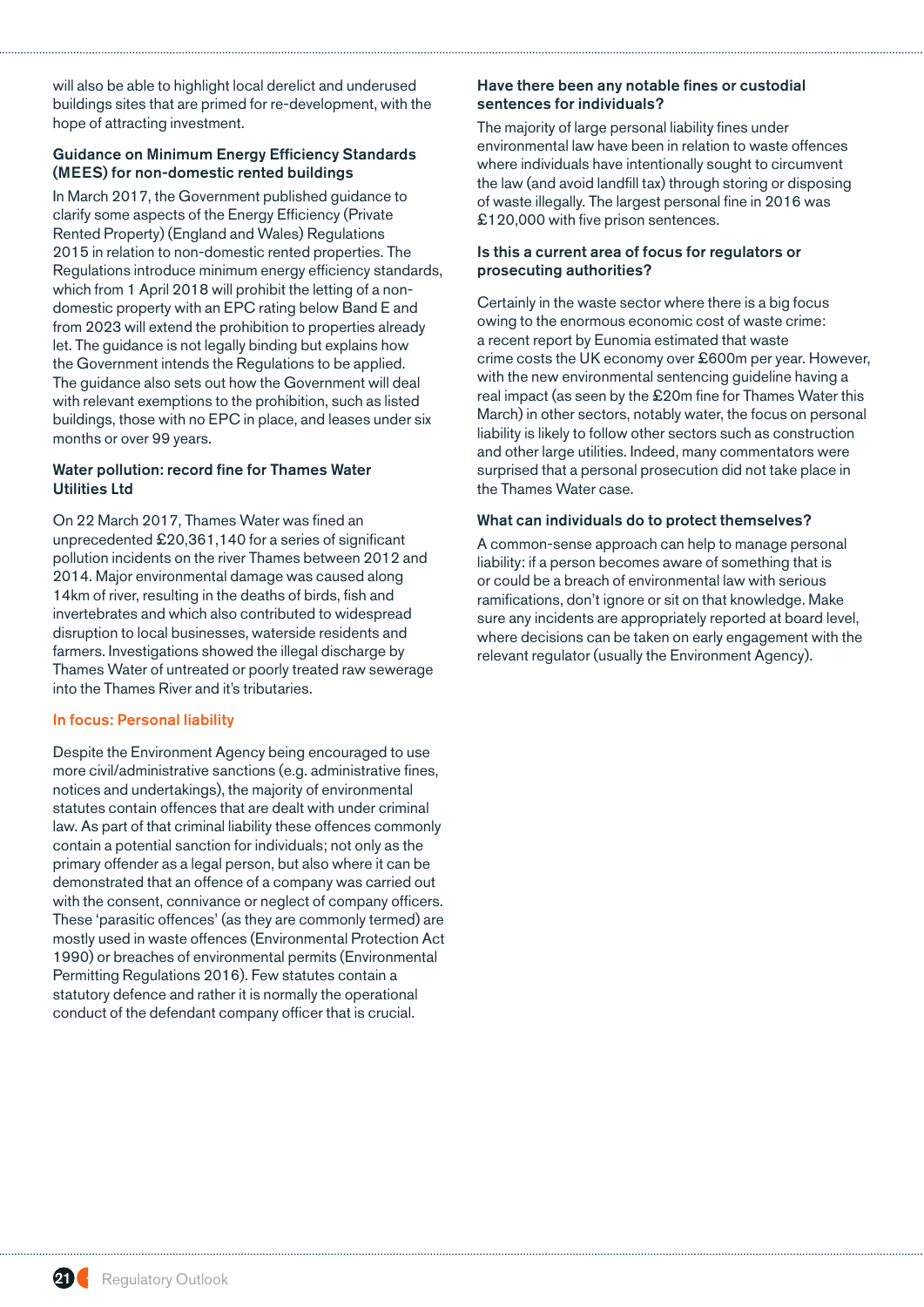will also be able to highlight local derelict and underused buildings sites that are primed for re-development, with the hope of attracting investment.

### Guidance on Minimum Energy Efficiency Standards (MEES) for non-domestic rented buildings

In March 2017, the Government published guidance to clarify some aspects of the Energy Efficiency (Private Rented Property) (England and Wales) Regulations 2015 in relation to non-domestic rented properties. The Regulations introduce minimum energy efficiency standards, which from 1 April 2018 will prohibit the letting of a non-domestic property with an EPC rating below Band E and from 2023 will extend the prohibition to properties already let. The guidance is not legally binding but explains how the Government intends the Regulations to be applied. The guidance also sets out how the Government will deal with relevant exemptions to the prohibition, such as listed buildings, those with no EPC in place, and leases under six months or over 99 years.

### Water pollution: record fine for Thames Water Utilities Ltd

On 22 March 2017, Thames Water was fined an unprecedented £20,361,140 for a series of significant pollution incidents on the river Thames between 2012 and 2014. Major environmental damage was caused along 14km of river, resulting in the deaths of birds, fish and invertebrates and which also contributed to widespread disruption to local businesses, waterside residents and farmers. Investigations showed the illegal discharge by Thames Water of untreated or poorly treated raw sewerage into the Thames River and it's tributaries.

## In focus: Personal liability

Despite the Environment Agency being encouraged to use more civil/administrative sanctions (e.g. administrative fines, notices and undertakings), the majority of environmental statutes contain offences that are dealt with under criminal law. As part of that criminal liability these offences commonly contain a potential sanction for individuals; not only as the primary offender as a legal person, but also where it can be demonstrated that an offence of a company was carried out with the consent, connivance or neglect of company officers. These 'parasitic offences' (as they are commonly termed) are mostly used in waste offences (Environmental Protection Act 1990) or breaches of environmental permits (Environmental Permitting Regulations 2016). Few statutes contain a statutory defence and rather it is normally the operational conduct of the defendant company officer that is crucial.

### Have there been any notable fines or custodial sentences for individuals?

The majority of large personal liability fines under environmental law have been in relation to waste offences where individuals have intentionally sought to circumvent the law (and avoid landfill tax) through storing or disposing of waste illegally. The largest personal fine in 2016 was £120,000 with five prison sentences.

### Is this a current area of focus for regulators or prosecuting authorities?

Certainly in the waste sector where there is a big focus owing to the enormous economic cost of waste crime: a recent report by Eunomia estimated that waste crime costs the UK economy over £600m per year. However, with the new environmental sentencing guideline having a real impact (as seen by the £20m fine for Thames Water this March) in other sectors, notably water, the focus on personal liability is likely to follow other sectors such as construction and other large utilities. Indeed, many commentators were surprised that a personal prosecution did not take place in the Thames Water case.

### What can individuals do to protect themselves?

A common-sense approach can help to manage personal liability: if a person becomes aware of something that is or could be a breach of environmental law with serious ramifications, don't ignore or sit on that knowledge. Make sure any incidents are appropriately reported at board level, where decisions can be taken on early engagement with the relevant regulator (usually the Environment Agency).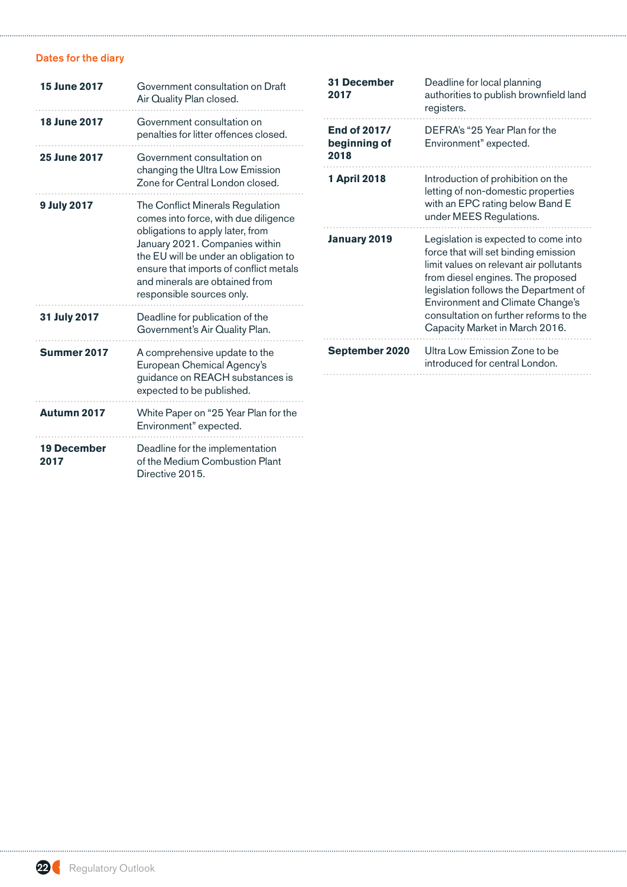## Dates for the diary

| | |
|---|---|
| **15 June 2017** | Government consultation on Draft Air Quality Plan closed. |
| **18 June 2017** | Government consultation on penalties for litter offences closed. |
| **25 June 2017** | Government consultation on changing the Ultra Low Emission Zone for Central London closed. |
| **9 July 2017** | The Conflict Minerals Regulation comes into force, with due diligence obligations to apply later, from January 2021. Companies within the EU will be under an obligation to ensure that imports of conflict metals and minerals are obtained from responsible sources only. |
| **31 July 2017** | Deadline for publication of the Government's Air Quality Plan. |
| **Summer 2017** | A comprehensive update to the European Chemical Agency's guidance on REACH substances is expected to be published. |
| **Autumn 2017** | White Paper on "25 Year Plan for the Environment" expected. |
| **19 December 2017** | Deadline for the implementation of the Medium Combustion Plant Directive 2015. |
| **31 December 2017** | Deadline for local planning authorities to publish brownfield land registers. |
| **End of 2017/ beginning of 2018** | DEFRA's "25 Year Plan for the Environment" expected. |
| **1 April 2018** | Introduction of prohibition on the letting of non-domestic properties with an EPC rating below Band E under MEES Regulations. |
| **January 2019** | Legislation is expected to come into force that will set binding emission limit values on relevant air pollutants from diesel engines. The proposed legislation follows the Department of Environment and Climate Change's consultation on further reforms to the Capacity Market in March 2016. |
| **September 2020** | Ultra Low Emission Zone to be introduced for central London. |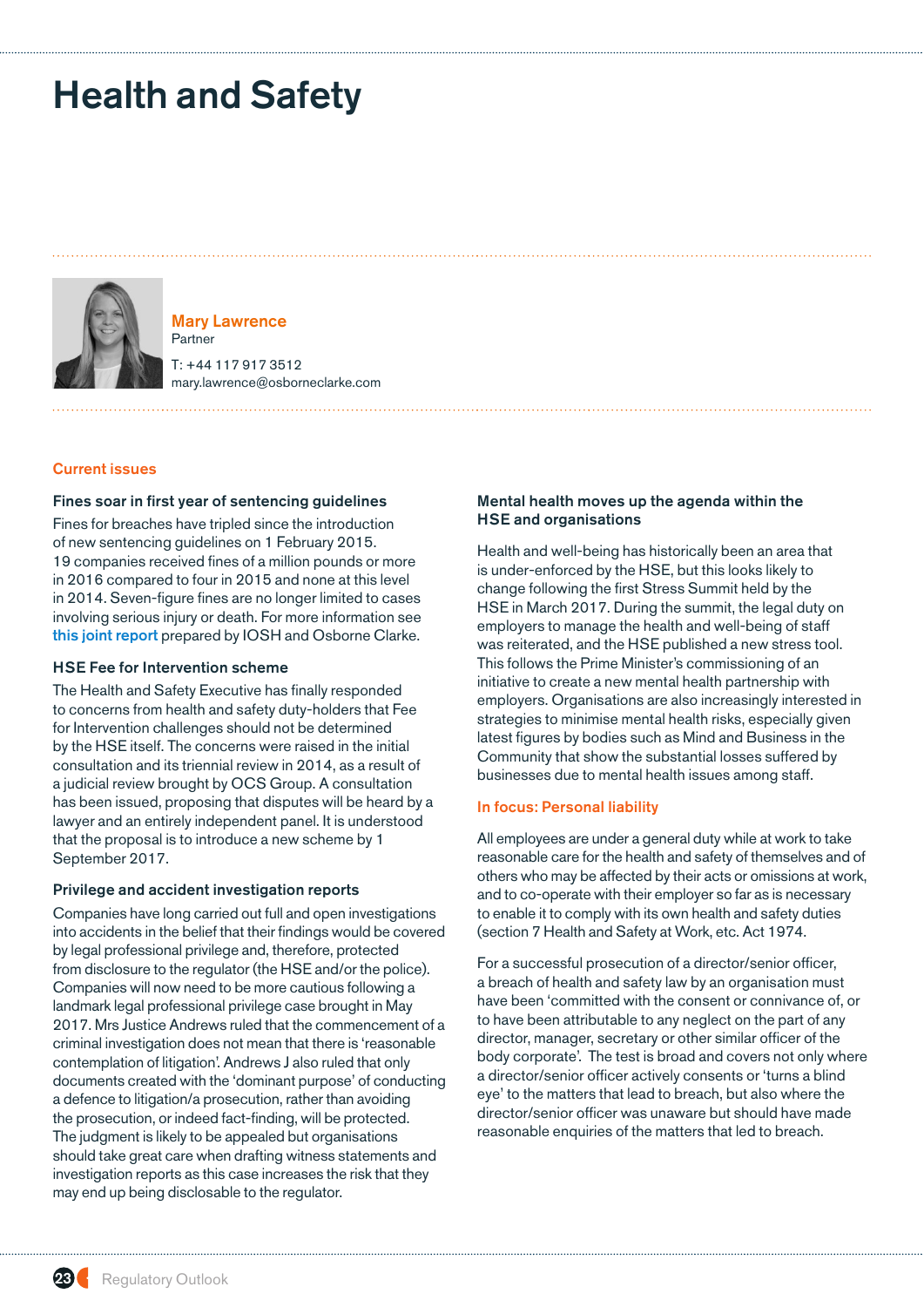# Health and Safety

**Mary Lawrence**
Partner

T: +44 117 917 3512
mary.lawrence@osborneclarke.com

## Current issues

### Fines soar in first year of sentencing guidelines

Fines for breaches have tripled since the introduction of new sentencing guidelines on 1 February 2015. 19 companies received fines of a million pounds or more in 2016 compared to four in 2015 and none at this level in 2014. Seven-figure fines are no longer limited to cases involving serious injury or death. For more information see this joint report prepared by IOSH and Osborne Clarke.

### HSE Fee for Intervention scheme

The Health and Safety Executive has finally responded to concerns from health and safety duty-holders that Fee for Intervention challenges should not be determined by the HSE itself. The concerns were raised in the initial consultation and its triennial review in 2014, as a result of a judicial review brought by OCS Group. A consultation has been issued, proposing that disputes will be heard by a lawyer and an entirely independent panel. It is understood that the proposal is to introduce a new scheme by 1 September 2017.

### Privilege and accident investigation reports

Companies have long carried out full and open investigations into accidents in the belief that their findings would be covered by legal professional privilege and, therefore, protected from disclosure to the regulator (the HSE and/or the police). Companies will now need to be more cautious following a landmark legal professional privilege case brought in May 2017. Mrs Justice Andrews ruled that the commencement of a criminal investigation does not mean that there is 'reasonable contemplation of litigation'. Andrews J also ruled that only documents created with the 'dominant purpose' of conducting a defence to litigation/a prosecution, rather than avoiding the prosecution, or indeed fact-finding, will be protected. The judgment is likely to be appealed but organisations should take great care when drafting witness statements and investigation reports as this case increases the risk that they may end up being disclosable to the regulator.

### Mental health moves up the agenda within the HSE and organisations

Health and well-being has historically been an area that is under-enforced by the HSE, but this looks likely to change following the first Stress Summit held by the HSE in March 2017. During the summit, the legal duty on employers to manage the health and well-being of staff was reiterated, and the HSE published a new stress tool. This follows the Prime Minister's commissioning of an initiative to create a new mental health partnership with employers. Organisations are also increasingly interested in strategies to minimise mental health risks, especially given latest figures by bodies such as Mind and Business in the Community that show the substantial losses suffered by businesses due to mental health issues among staff.

## In focus: Personal liability

All employees are under a general duty while at work to take reasonable care for the health and safety of themselves and of others who may be affected by their acts or omissions at work, and to co-operate with their employer so far as is necessary to enable it to comply with its own health and safety duties (section 7 Health and Safety at Work, etc. Act 1974.

For a successful prosecution of a director/senior officer, a breach of health and safety law by an organisation must have been 'committed with the consent or connivance of, or to have been attributable to any neglect on the part of any director, manager, secretary or other similar officer of the body corporate'. The test is broad and covers not only where a director/senior officer actively consents or 'turns a blind eye' to the matters that lead to breach, but also where the director/senior officer was unaware but should have made reasonable enquiries of the matters that led to breach.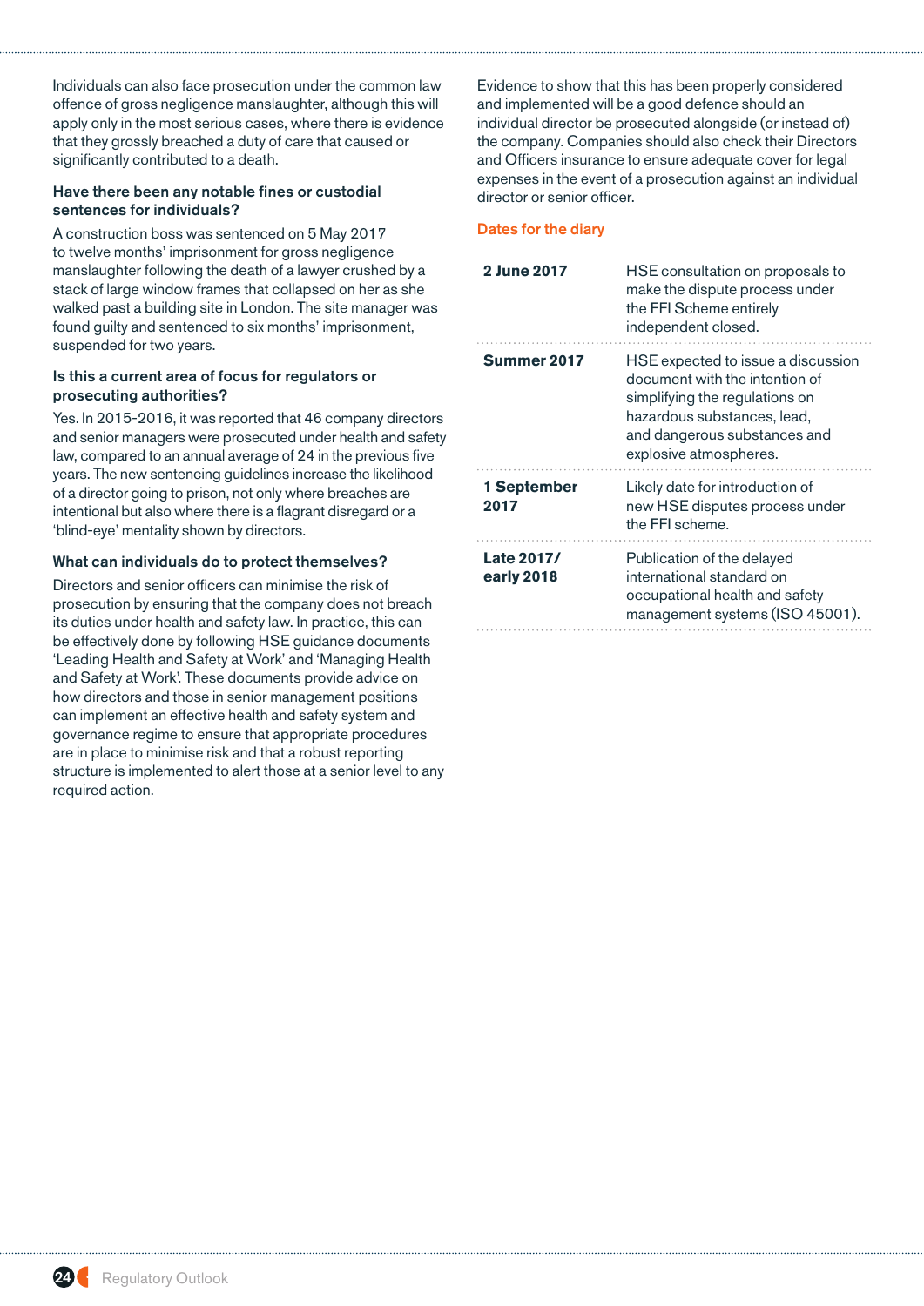Individuals can also face prosecution under the common law offence of gross negligence manslaughter, although this will apply only in the most serious cases, where there is evidence that they grossly breached a duty of care that caused or significantly contributed to a death.

### Have there been any notable fines or custodial sentences for individuals?

A construction boss was sentenced on 5 May 2017 to twelve months' imprisonment for gross negligence manslaughter following the death of a lawyer crushed by a stack of large window frames that collapsed on her as she walked past a building site in London. The site manager was found guilty and sentenced to six months' imprisonment, suspended for two years.

### Is this a current area of focus for regulators or prosecuting authorities?

Yes. In 2015-2016, it was reported that 46 company directors and senior managers were prosecuted under health and safety law, compared to an annual average of 24 in the previous five years. The new sentencing guidelines increase the likelihood of a director going to prison, not only where breaches are intentional but also where there is a flagrant disregard or a 'blind-eye' mentality shown by directors.

### What can individuals do to protect themselves?

Directors and senior officers can minimise the risk of prosecution by ensuring that the company does not breach its duties under health and safety law. In practice, this can be effectively done by following HSE guidance documents 'Leading Health and Safety at Work' and 'Managing Health and Safety at Work'. These documents provide advice on how directors and those in senior management positions can implement an effective health and safety system and governance regime to ensure that appropriate procedures are in place to minimise risk and that a robust reporting structure is implemented to alert those at a senior level to any required action.

Evidence to show that this has been properly considered and implemented will be a good defence should an individual director be prosecuted alongside (or instead of) the company. Companies should also check their Directors and Officers insurance to ensure adequate cover for legal expenses in the event of a prosecution against an individual director or senior officer.

### Dates for the diary

| | |
|---|---|
| **2 June 2017** | HSE consultation on proposals to make the dispute process under the FFI Scheme entirely independent closed. |
| **Summer 2017** | HSE expected to issue a discussion document with the intention of simplifying the regulations on hazardous substances, lead, and dangerous substances and explosive atmospheres. |
| **1 September 2017** | Likely date for introduction of new HSE disputes process under the FFI scheme. |
| **Late 2017/ early 2018** | Publication of the delayed international standard on occupational health and safety management systems (ISO 45001). |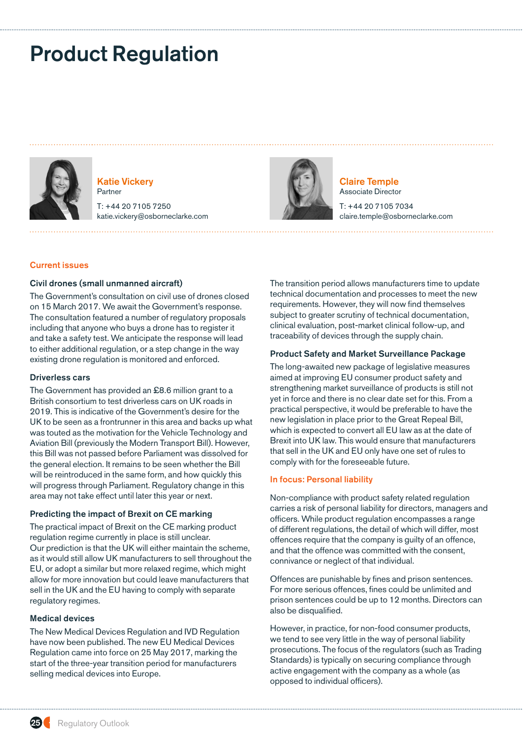# Product Regulation

**Katie Vickery**
Partner
T: +44 20 7105 7250
katie.vickery@osborneclarke.com

**Claire Temple**
Associate Director
T: +44 20 7105 7034
claire.temple@osborneclarke.com

## Current issues

### Civil drones (small unmanned aircraft)

The Government's consultation on civil use of drones closed on 15 March 2017. We await the Government's response. The consultation featured a number of regulatory proposals including that anyone who buys a drone has to register it and take a safety test. We anticipate the response will lead to either additional regulation, or a step change in the way existing drone regulation is monitored and enforced.

### Driverless cars

The Government has provided an £8.6 million grant to a British consortium to test driverless cars on UK roads in 2019. This is indicative of the Government's desire for the UK to be seen as a frontrunner in this area and backs up what was touted as the motivation for the Vehicle Technology and Aviation Bill (previously the Modern Transport Bill). However, this Bill was not passed before Parliament was dissolved for the general election. It remains to be seen whether the Bill will be reintroduced in the same form, and how quickly this will progress through Parliament. Regulatory change in this area may not take effect until later this year or next.

### Predicting the impact of Brexit on CE marking

The practical impact of Brexit on the CE marking product regulation regime currently in place is still unclear. Our prediction is that the UK will either maintain the scheme, as it would still allow UK manufacturers to sell throughout the EU, or adopt a similar but more relaxed regime, which might allow for more innovation but could leave manufacturers that sell in the UK and the EU having to comply with separate regulatory regimes.

### Medical devices

The New Medical Devices Regulation and IVD Regulation have now been published. The new EU Medical Devices Regulation came into force on 25 May 2017, marking the start of the three-year transition period for manufacturers selling medical devices into Europe.

The transition period allows manufacturers time to update technical documentation and processes to meet the new requirements. However, they will now find themselves subject to greater scrutiny of technical documentation, clinical evaluation, post-market clinical follow-up, and traceability of devices through the supply chain.

### Product Safety and Market Surveillance Package

The long-awaited new package of legislative measures aimed at improving EU consumer product safety and strengthening market surveillance of products is still not yet in force and there is no clear date set for this. From a practical perspective, it would be preferable to have the new legislation in place prior to the Great Repeal Bill, which is expected to convert all EU law as at the date of Brexit into UK law. This would ensure that manufacturers that sell in the UK and EU only have one set of rules to comply with for the foreseeable future.

## In focus: Personal liability

Non-compliance with product safety related regulation carries a risk of personal liability for directors, managers and officers. While product regulation encompasses a range of different regulations, the detail of which will differ, most offences require that the company is guilty of an offence, and that the offence was committed with the consent, connivance or neglect of that individual.

Offences are punishable by fines and prison sentences. For more serious offences, fines could be unlimited and prison sentences could be up to 12 months. Directors can also be disqualified.

However, in practice, for non-food consumer products, we tend to see very little in the way of personal liability prosecutions. The focus of the regulators (such as Trading Standards) is typically on securing compliance through active engagement with the company as a whole (as opposed to individual officers).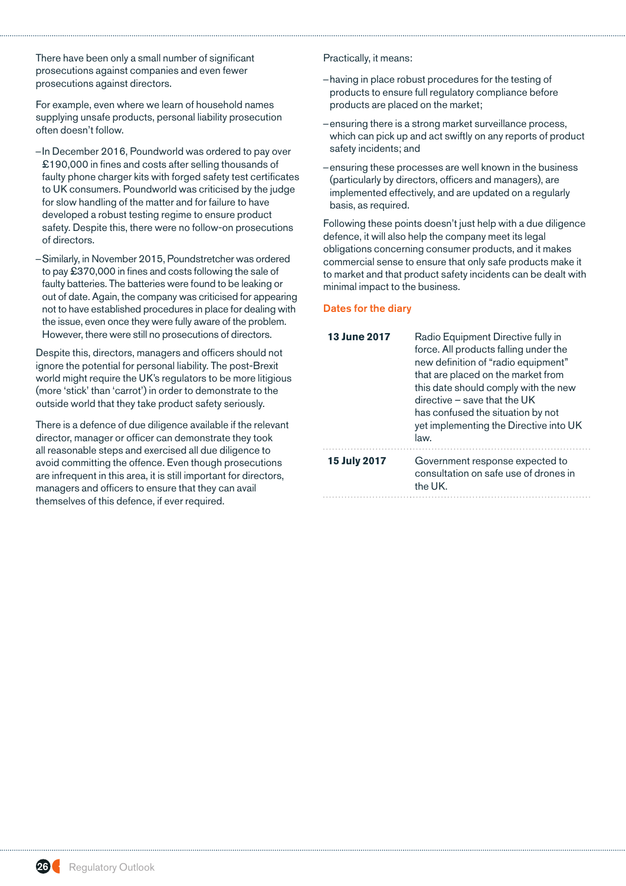There have been only a small number of significant prosecutions against companies and even fewer prosecutions against directors.

For example, even where we learn of household names supplying unsafe products, personal liability prosecution often doesn't follow.

- In December 2016, Poundworld was ordered to pay over £190,000 in fines and costs after selling thousands of faulty phone charger kits with forged safety test certificates to UK consumers. Poundworld was criticised by the judge for slow handling of the matter and for failure to have developed a robust testing regime to ensure product safety. Despite this, there were no follow-on prosecutions of directors.
- Similarly, in November 2015, Poundstretcher was ordered to pay £370,000 in fines and costs following the sale of faulty batteries. The batteries were found to be leaking or out of date. Again, the company was criticised for appearing not to have established procedures in place for dealing with the issue, even once they were fully aware of the problem. However, there were still no prosecutions of directors.

Despite this, directors, managers and officers should not ignore the potential for personal liability. The post-Brexit world might require the UK's regulators to be more litigious (more 'stick' than 'carrot') in order to demonstrate to the outside world that they take product safety seriously.

There is a defence of due diligence available if the relevant director, manager or officer can demonstrate they took all reasonable steps and exercised all due diligence to avoid committing the offence. Even though prosecutions are infrequent in this area, it is still important for directors, managers and officers to ensure that they can avail themselves of this defence, if ever required.

Practically, it means:

- having in place robust procedures for the testing of products to ensure full regulatory compliance before products are placed on the market;
- ensuring there is a strong market surveillance process, which can pick up and act swiftly on any reports of product safety incidents; and
- ensuring these processes are well known in the business (particularly by directors, officers and managers), are implemented effectively, and are updated on a regularly basis, as required.

Following these points doesn't just help with a due diligence defence, it will also help the company meet its legal obligations concerning consumer products, and it makes commercial sense to ensure that only safe products make it to market and that product safety incidents can be dealt with minimal impact to the business.

## Dates for the diary

| | |
|---|---|
| **13 June 2017** | Radio Equipment Directive fully in force. All products falling under the new definition of "radio equipment" that are placed on the market from this date should comply with the new directive – save that the UK has confused the situation by not yet implementing the Directive into UK law. |
| **15 July 2017** | Government response expected to consultation on safe use of drones in the UK. |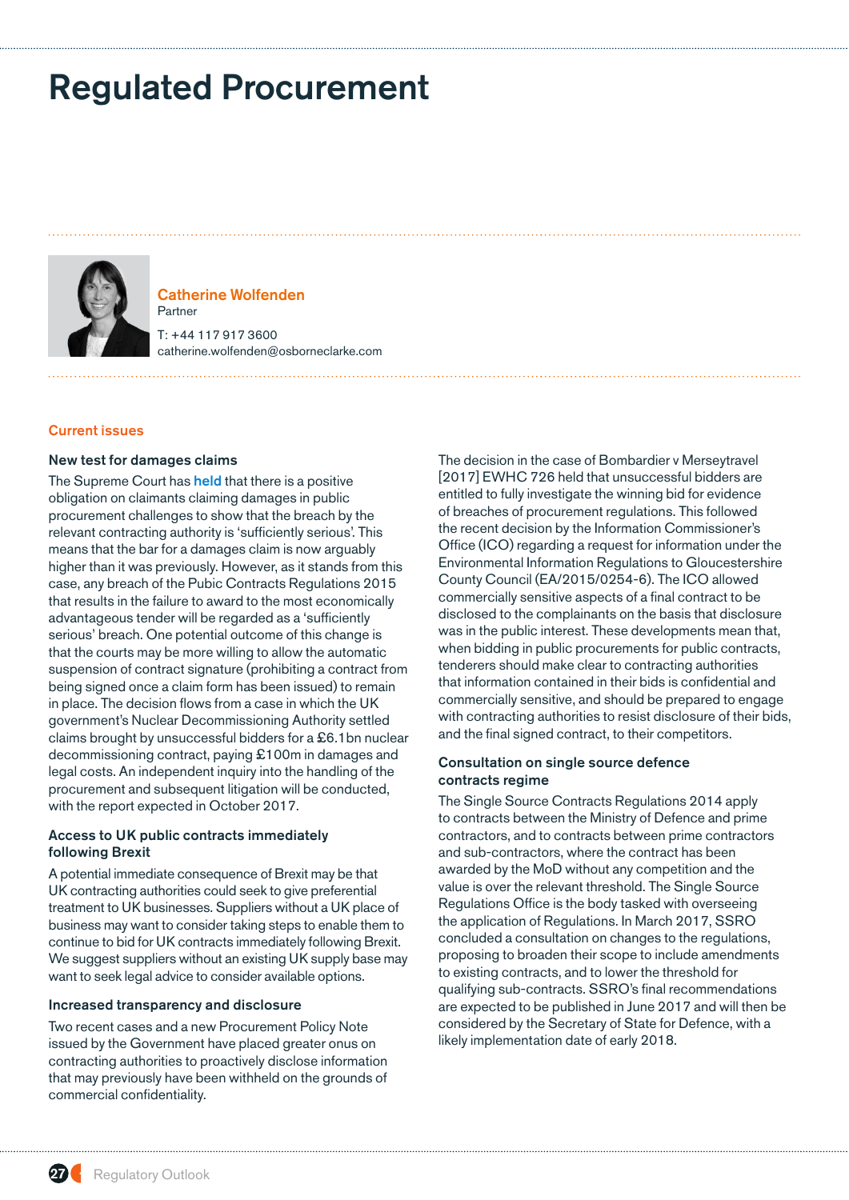# Regulated Procurement

**Catherine Wolfenden**
Partner

T: +44 117 917 3600
catherine.wolfenden@osborneclarke.com

## Current issues

### New test for damages claims

The Supreme Court has held that there is a positive obligation on claimants claiming damages in public procurement challenges to show that the breach by the relevant contracting authority is 'sufficiently serious'. This means that the bar for a damages claim is now arguably higher than it was previously. However, as it stands from this case, any breach of the Pubic Contracts Regulations 2015 that results in the failure to award to the most economically advantageous tender will be regarded as a 'sufficiently serious' breach. One potential outcome of this change is that the courts may be more willing to allow the automatic suspension of contract signature (prohibiting a contract from being signed once a claim form has been issued) to remain in place. The decision flows from a case in which the UK government's Nuclear Decommissioning Authority settled claims brought by unsuccessful bidders for a £6.1bn nuclear decommissioning contract, paying £100m in damages and legal costs. An independent inquiry into the handling of the procurement and subsequent litigation will be conducted, with the report expected in October 2017.

### Access to UK public contracts immediately following Brexit

A potential immediate consequence of Brexit may be that UK contracting authorities could seek to give preferential treatment to UK businesses. Suppliers without a UK place of business may want to consider taking steps to enable them to continue to bid for UK contracts immediately following Brexit. We suggest suppliers without an existing UK supply base may want to seek legal advice to consider available options.

### Increased transparency and disclosure

Two recent cases and a new Procurement Policy Note issued by the Government have placed greater onus on contracting authorities to proactively disclose information that may previously have been withheld on the grounds of commercial confidentiality.

The decision in the case of Bombardier v Merseytravel [2017] EWHC 726 held that unsuccessful bidders are entitled to fully investigate the winning bid for evidence of breaches of procurement regulations. This followed the recent decision by the Information Commissioner's Office (ICO) regarding a request for information under the Environmental Information Regulations to Gloucestershire County Council (EA/2015/0254-6). The ICO allowed commercially sensitive aspects of a final contract to be disclosed to the complainants on the basis that disclosure was in the public interest. These developments mean that, when bidding in public procurements for public contracts, tenderers should make clear to contracting authorities that information contained in their bids is confidential and commercially sensitive, and should be prepared to engage with contracting authorities to resist disclosure of their bids, and the final signed contract, to their competitors.

### Consultation on single source defence contracts regime

The Single Source Contracts Regulations 2014 apply to contracts between the Ministry of Defence and prime contractors, and to contracts between prime contractors and sub-contractors, where the contract has been awarded by the MoD without any competition and the value is over the relevant threshold. The Single Source Regulations Office is the body tasked with overseeing the application of Regulations. In March 2017, SSRO concluded a consultation on changes to the regulations, proposing to broaden their scope to include amendments to existing contracts, and to lower the threshold for qualifying sub-contracts. SSRO's final recommendations are expected to be published in June 2017 and will then be considered by the Secretary of State for Defence, with a likely implementation date of early 2018.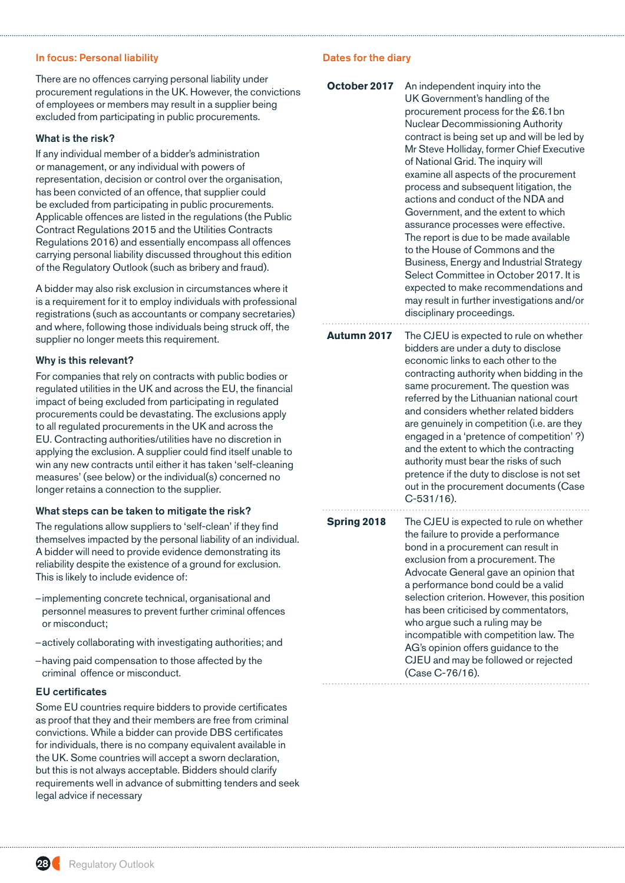## In focus: Personal liability

There are no offences carrying personal liability under procurement regulations in the UK. However, the convictions of employees or members may result in a supplier being excluded from participating in public procurements.

### What is the risk?

If any individual member of a bidder's administration or management, or any individual with powers of representation, decision or control over the organisation, has been convicted of an offence, that supplier could be excluded from participating in public procurements. Applicable offences are listed in the regulations (the Public Contract Regulations 2015 and the Utilities Contracts Regulations 2016) and essentially encompass all offences carrying personal liability discussed throughout this edition of the Regulatory Outlook (such as bribery and fraud).

A bidder may also risk exclusion in circumstances where it is a requirement for it to employ individuals with professional registrations (such as accountants or company secretaries) and where, following those individuals being struck off, the supplier no longer meets this requirement.

### Why is this relevant?

For companies that rely on contracts with public bodies or regulated utilities in the UK and across the EU, the financial impact of being excluded from participating in regulated procurements could be devastating. The exclusions apply to all regulated procurements in the UK and across the EU. Contracting authorities/utilities have no discretion in applying the exclusion. A supplier could find itself unable to win any new contracts until either it has taken 'self-cleaning measures' (see below) or the individual(s) concerned no longer retains a connection to the supplier.

### What steps can be taken to mitigate the risk?

The regulations allow suppliers to 'self-clean' if they find themselves impacted by the personal liability of an individual. A bidder will need to provide evidence demonstrating its reliability despite the existence of a ground for exclusion. This is likely to include evidence of:

- implementing concrete technical, organisational and personnel measures to prevent further criminal offences or misconduct;
- actively collaborating with investigating authorities; and
- having paid compensation to those affected by the criminal offence or misconduct.

### EU certificates

Some EU countries require bidders to provide certificates as proof that they and their members are free from criminal convictions. While a bidder can provide DBS certificates for individuals, there is no company equivalent available in the UK. Some countries will accept a sworn declaration, but this is not always acceptable. Bidders should clarify requirements well in advance of submitting tenders and seek legal advice if necessary

## Dates for the diary

| | |
|---|---|
| **October 2017** | An independent inquiry into the UK Government's handling of the procurement process for the £6.1bn Nuclear Decommissioning Authority contract is being set up and will be led by Mr Steve Holliday, former Chief Executive of National Grid. The inquiry will examine all aspects of the procurement process and subsequent litigation, the actions and conduct of the NDA and Government, and the extent to which assurance processes were effective. The report is due to be made available to the House of Commons and the Business, Energy and Industrial Strategy Select Committee in October 2017. It is expected to make recommendations and may result in further investigations and/or disciplinary proceedings. |
| **Autumn 2017** | The CJEU is expected to rule on whether bidders are under a duty to disclose economic links to each other to the contracting authority when bidding in the same procurement. The question was referred by the Lithuanian national court and considers whether related bidders are genuinely in competition (i.e. are they engaged in a 'pretence of competition' ?) and the extent to which the contracting authority must bear the risks of such pretence if the duty to disclose is not set out in the procurement documents (Case C-531/16). |
| **Spring 2018** | The CJEU is expected to rule on whether the failure to provide a performance bond in a procurement can result in exclusion from a procurement. The Advocate General gave an opinion that a performance bond could be a valid selection criterion. However, this position has been criticised by commentators, who argue such a ruling may be incompatible with competition law. The AG's opinion offers guidance to the CJEU and may be followed or rejected (Case C-76/16). |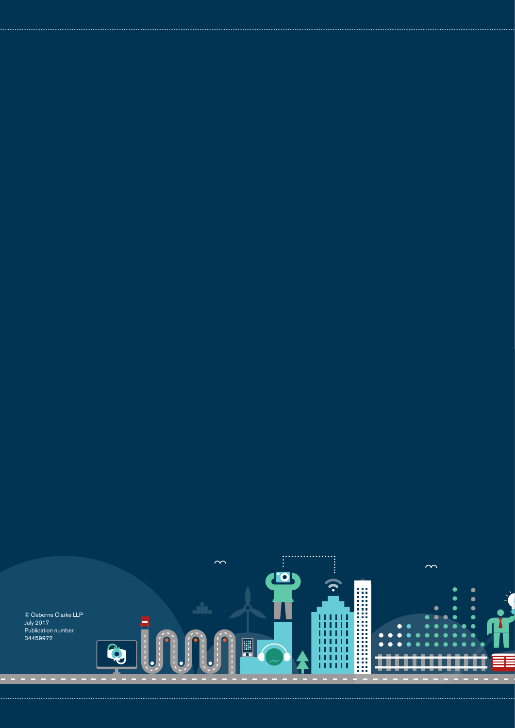© Osborne Clarke LLP
July 2017
Publication number
34459972